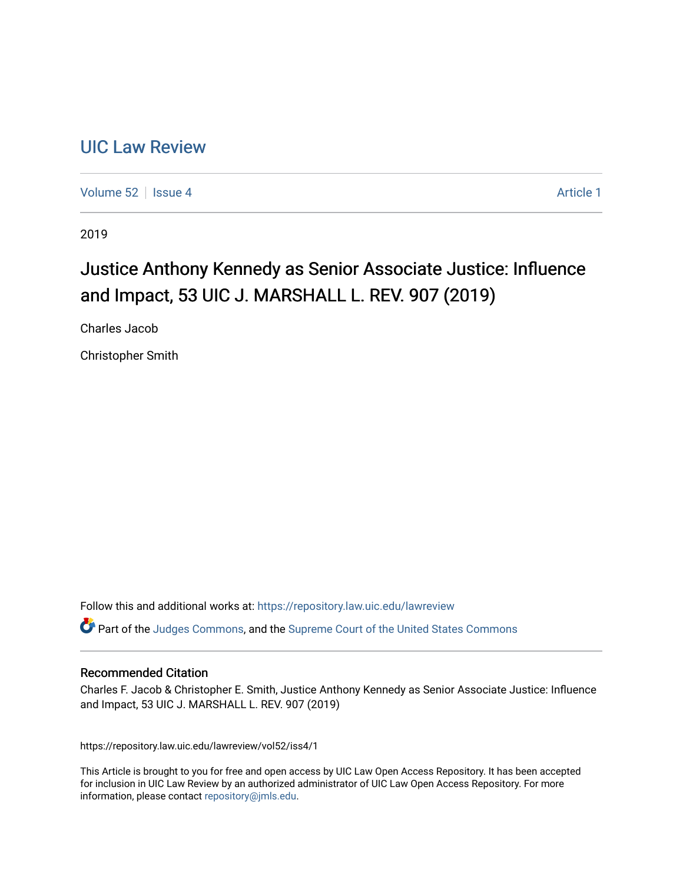# UIC Law Review

Volume 52 | Issue 4 Article 1

2019

## Justice Anthony Kennedy as Senior Associate Justice: Influence and Impact, 53 UIC J. MARSHALL L. REV. 907 (2019)

Charles Jacob

Christopher Smith

Follow this and additional works at: https://repository.law.uic.edu/lawreview

Part of the Judges Commons, and the Supreme Court of the United States Commons

### Recommended Citation

Charles F. Jacob & Christopher E. Smith, Justice Anthony Kennedy as Senior Associate Justice: Influence and Impact, 53 UIC J. MARSHALL L. REV. 907 (2019)

https://repository.law.uic.edu/lawreview/vol52/iss4/1

This Article is brought to you for free and open access by UIC Law Open Access Repository. It has been accepted for inclusion in UIC Law Review by an authorized administrator of UIC Law Open Access Repository. For more information, please contact repository@jmls.edu.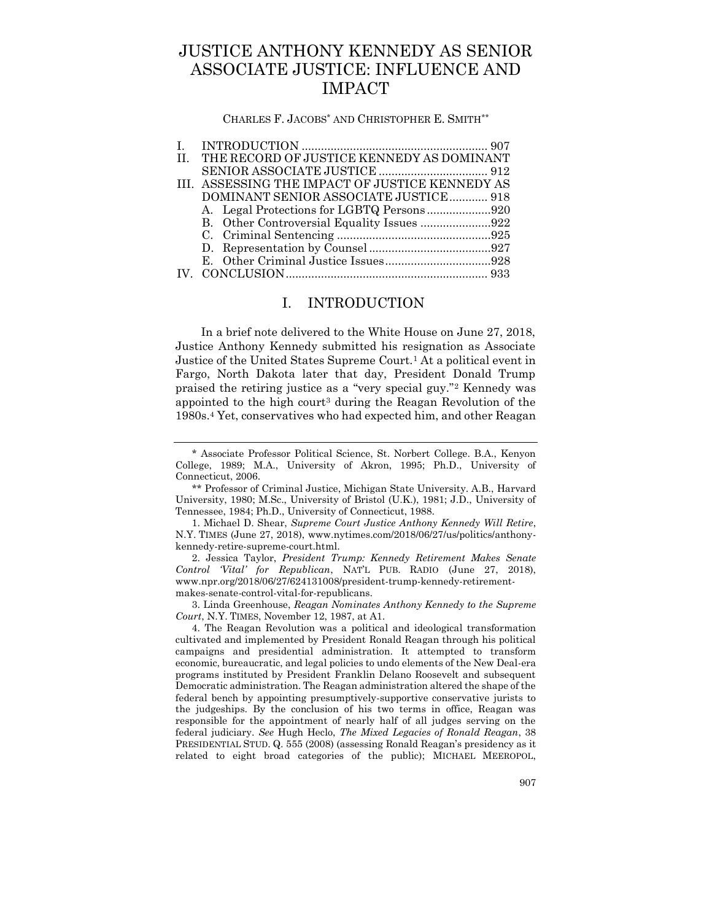# JUSTICE ANTHONY KENNEDY AS SENIOR ASSOCIATE JUSTICE: INFLUENCE AND IMPACT

CHARLES F. JACOBS[*] AND CHRISTOPHER E. SMITH[**]

| | | |
|---|---|---|
| I. | INTRODUCTION | 907 |
| II. | THE RECORD OF JUSTICE KENNEDY AS DOMINANT SENIOR ASSOCIATE JUSTICE | 912 |
| III. | ASSESSING THE IMPACT OF JUSTICE KENNEDY AS DOMINANT SENIOR ASSOCIATE JUSTICE | 918 |
| | A. Legal Protections for LGBTQ Persons | 920 |
| | B. Other Controversial Equality Issues | 922 |
| | C. Criminal Sentencing | 925 |
| | D. Representation by Counsel | 927 |
| | E. Other Criminal Justice Issues | 928 |
| IV. | CONCLUSION | 933 |

## I. INTRODUCTION

In a brief note delivered to the White House on June 27, 2018, Justice Anthony Kennedy submitted his resignation as Associate Justice of the United States Supreme Court.[1] At a political event in Fargo, North Dakota later that day, President Donald Trump praised the retiring justice as a "very special guy."[2] Kennedy was appointed to the high court[3] during the Reagan Revolution of the 1980s.[4] Yet, conservatives who had expected him, and other Reagan

---

\* Associate Professor Political Science, St. Norbert College. B.A., Kenyon College, 1989; M.A., University of Akron, 1995; Ph.D., University of Connecticut, 2006.

\*\* Professor of Criminal Justice, Michigan State University. A.B., Harvard University, 1980; M.Sc., University of Bristol (U.K.), 1981; J.D., University of Tennessee, 1984; Ph.D., University of Connecticut, 1988.

1. Michael D. Shear, *Supreme Court Justice Anthony Kennedy Will Retire*, N.Y. TIMES (June 27, 2018), www.nytimes.com/2018/06/27/us/politics/anthony-kennedy-retire-supreme-court.html.

2. Jessica Taylor, *President Trump: Kennedy Retirement Makes Senate Control 'Vital' for Republican*, NAT'L PUB. RADIO (June 27, 2018), www.npr.org/2018/06/27/624131008/president-trump-kennedy-retirement-makes-senate-control-vital-for-republicans.

3. Linda Greenhouse, *Reagan Nominates Anthony Kennedy to the Supreme Court*, N.Y. TIMES, November 12, 1987, at A1.

4. The Reagan Revolution was a political and ideological transformation cultivated and implemented by President Ronald Reagan through his political campaigns and presidential administration. It attempted to transform economic, bureaucratic, and legal policies to undo elements of the New Deal-era programs instituted by President Franklin Delano Roosevelt and subsequent Democratic administration. The Reagan administration altered the shape of the federal bench by appointing presumptively-supportive conservative jurists to the judgeships. By the conclusion of his two terms in office, Reagan was responsible for the appointment of nearly half of all judges serving on the federal judiciary. *See* Hugh Heclo, *The Mixed Legacies of Ronald Reagan*, 38 PRESIDENTIAL STUD. Q. 555 (2008) (assessing Ronald Reagan's presidency as it related to eight broad categories of the public); MICHAEL MEEROPOL,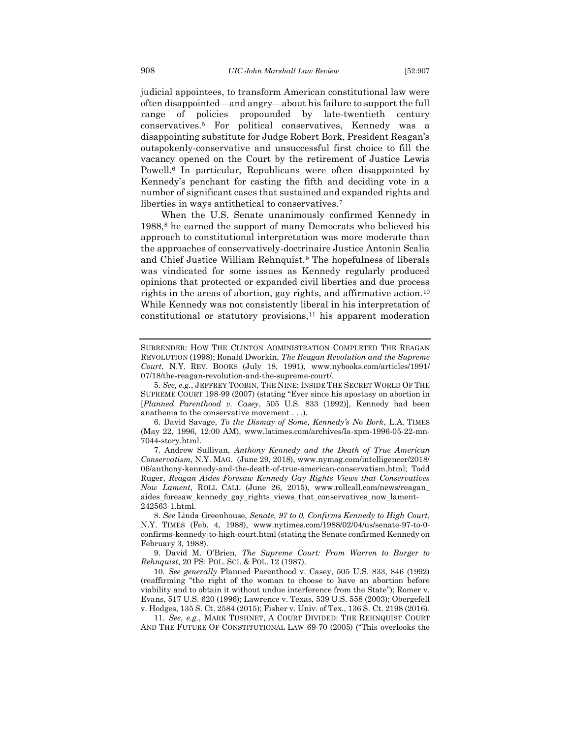judicial appointees, to transform American constitutional law were often disappointed—and angry—about his failure to support the full range of policies propounded by late-twentieth century conservatives.[5] For political conservatives, Kennedy was a disappointing substitute for Judge Robert Bork, President Reagan's outspokenly-conservative and unsuccessful first choice to fill the vacancy opened on the Court by the retirement of Justice Lewis Powell.[6] In particular, Republicans were often disappointed by Kennedy's penchant for casting the fifth and deciding vote in a number of significant cases that sustained and expanded rights and liberties in ways antithetical to conservatives.[7]

When the U.S. Senate unanimously confirmed Kennedy in 1988,[8] he earned the support of many Democrats who believed his approach to constitutional interpretation was more moderate than the approaches of conservatively-doctrinaire Justice Antonin Scalia and Chief Justice William Rehnquist.[9] The hopefulness of liberals was vindicated for some issues as Kennedy regularly produced opinions that protected or expanded civil liberties and due process rights in the areas of abortion, gay rights, and affirmative action.[10] While Kennedy was not consistently liberal in his interpretation of constitutional or statutory provisions,[11] his apparent moderation

---

SURRENDER: HOW THE CLINTON ADMINISTRATION COMPLETED THE REAGAN REVOLUTION (1998); Ronald Dworkin, *The Reagan Revolution and the Supreme Court*, N.Y. REV. BOOKS (July 18, 1991), www.nybooks.com/articles/1991/07/18/the-reagan-revolution-and-the-supreme-court/.

5. *See, e.g.*, JEFFREY TOOBIN, THE NINE: INSIDE THE SECRET WORLD OF THE SUPREME COURT 198-99 (2007) (stating "Ever since his apostasy on abortion in [*Planned Parenthood v. Casey*, 505 U.S. 833 (1992)], Kennedy had been anathema to the conservative movement . . .).

6. David Savage, *To the Dismay of Some, Kennedy's No Bork*, L.A. TIMES (May 22, 1996, 12:00 AM), www.latimes.com/archives/la-xpm-1996-05-22-mn-7044-story.html.

7. Andrew Sullivan, *Anthony Kennedy and the Death of True American Conservatism*, N.Y. MAG. (June 29, 2018), www.nymag.com/intelligencer/2018/06/anthony-kennedy-and-the-death-of-true-american-conservatism.html; Todd Ruger, *Reagan Aides Foresaw Kennedy Gay Rights Views that Conservatives Now Lament*, ROLL CALL (June 26, 2015), www.rollcall.com/news/reagan_aides_foresaw_kennedy_gay_rights_views_that_conservatives_now_lament-242563-1.html.

8. *See* Linda Greenhouse, *Senate, 97 to 0, Confirms Kennedy to High Court*, N.Y. TIMES (Feb. 4, 1988), www.nytimes.com/1988/02/04/us/senate-97-to-0-confirms-kennedy-to-high-court.html (stating the Senate confirmed Kennedy on February 3, 1988).

9. David M. O'Brien, *The Supreme Court: From Warren to Burger to Rehnquist*, 20 PS: POL. SCI. & POL. 12 (1987).

10. *See generally* Planned Parenthood v. Casey, 505 U.S. 833, 846 (1992) (reaffirming "the right of the woman to choose to have an abortion before viability and to obtain it without undue interference from the State"); Romer v. Evans, 517 U.S. 620 (1996); Lawrence v. Texas, 539 U.S. 558 (2003); Obergefell v. Hodges, 135 S. Ct. 2584 (2015); Fisher v. Univ. of Tex., 136 S. Ct. 2198 (2016).

11. *See, e.g.*, MARK TUSHNET, A COURT DIVIDED: THE REHNQUIST COURT AND THE FUTURE OF CONSTITUTIONAL LAW 69-70 (2005) ("This overlooks the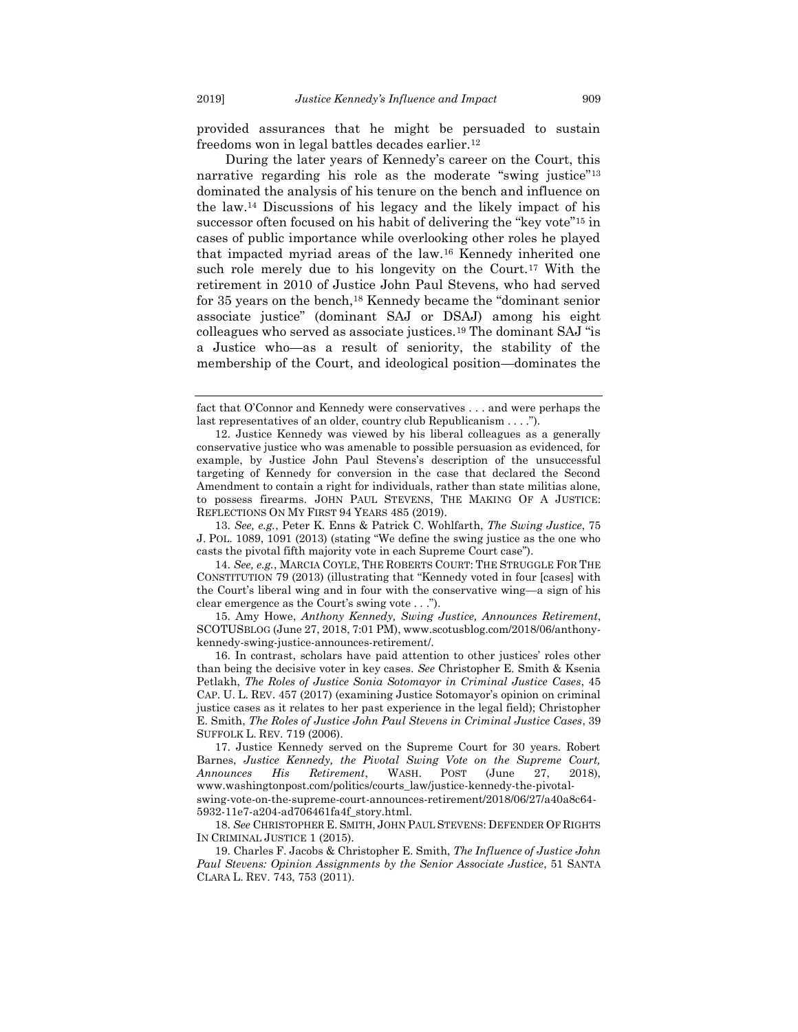provided assurances that he might be persuaded to sustain freedoms won in legal battles decades earlier.[12]

During the later years of Kennedy's career on the Court, this narrative regarding his role as the moderate "swing justice"[13] dominated the analysis of his tenure on the bench and influence on the law.[14] Discussions of his legacy and the likely impact of his successor often focused on his habit of delivering the "key vote"[15] in cases of public importance while overlooking other roles he played that impacted myriad areas of the law.[16] Kennedy inherited one such role merely due to his longevity on the Court.[17] With the retirement in 2010 of Justice John Paul Stevens, who had served for 35 years on the bench,[18] Kennedy became the "dominant senior associate justice" (dominant SAJ or DSAJ) among his eight colleagues who served as associate justices.[19] The dominant SAJ "is a Justice who—as a result of seniority, the stability of the membership of the Court, and ideological position—dominates the

---

fact that O'Connor and Kennedy were conservatives . . . and were perhaps the last representatives of an older, country club Republicanism . . . .").

12. Justice Kennedy was viewed by his liberal colleagues as a generally conservative justice who was amenable to possible persuasion as evidenced, for example, by Justice John Paul Stevens's description of the unsuccessful targeting of Kennedy for conversion in the case that declared the Second Amendment to contain a right for individuals, rather than state militias alone, to possess firearms. JOHN PAUL STEVENS, THE MAKING OF A JUSTICE: REFLECTIONS ON MY FIRST 94 YEARS 485 (2019).

13. *See, e.g.*, Peter K. Enns & Patrick C. Wohlfarth, *The Swing Justice*, 75 J. POL. 1089, 1091 (2013) (stating "We define the swing justice as the one who casts the pivotal fifth majority vote in each Supreme Court case").

14. *See, e.g.*, MARCIA COYLE, THE ROBERTS COURT: THE STRUGGLE FOR THE CONSTITUTION 79 (2013) (illustrating that "Kennedy voted in four [cases] with the Court's liberal wing and in four with the conservative wing—a sign of his clear emergence as the Court's swing vote . . .").

15. Amy Howe, *Anthony Kennedy, Swing Justice, Announces Retirement*, SCOTUSBLOG (June 27, 2018, 7:01 PM), www.scotusblog.com/2018/06/anthony-kennedy-swing-justice-announces-retirement/.

16. In contrast, scholars have paid attention to other justices' roles other than being the decisive voter in key cases. *See* Christopher E. Smith & Ksenia Petlakh, *The Roles of Justice Sonia Sotomayor in Criminal Justice Cases*, 45 CAP. U. L. REV. 457 (2017) (examining Justice Sotomayor's opinion on criminal justice cases as it relates to her past experience in the legal field); Christopher E. Smith, *The Roles of Justice John Paul Stevens in Criminal Justice Cases*, 39 SUFFOLK L. REV. 719 (2006).

17. Justice Kennedy served on the Supreme Court for 30 years. Robert Barnes, *Justice Kennedy, the Pivotal Swing Vote on the Supreme Court, Announces His Retirement*, WASH. POST (June 27, 2018), www.washingtonpost.com/politics/courts_law/justice-kennedy-the-pivotal-swing-vote-on-the-supreme-court-announces-retirement/2018/06/27/a40a8c64-5932-11e7-a204-ad706461fa4f_story.html.

18. *See* CHRISTOPHER E. SMITH, JOHN PAUL STEVENS: DEFENDER OF RIGHTS IN CRIMINAL JUSTICE 1 (2015).

19. Charles F. Jacobs & Christopher E. Smith, *The Influence of Justice John Paul Stevens: Opinion Assignments by the Senior Associate Justice*, 51 SANTA CLARA L. REV. 743, 753 (2011).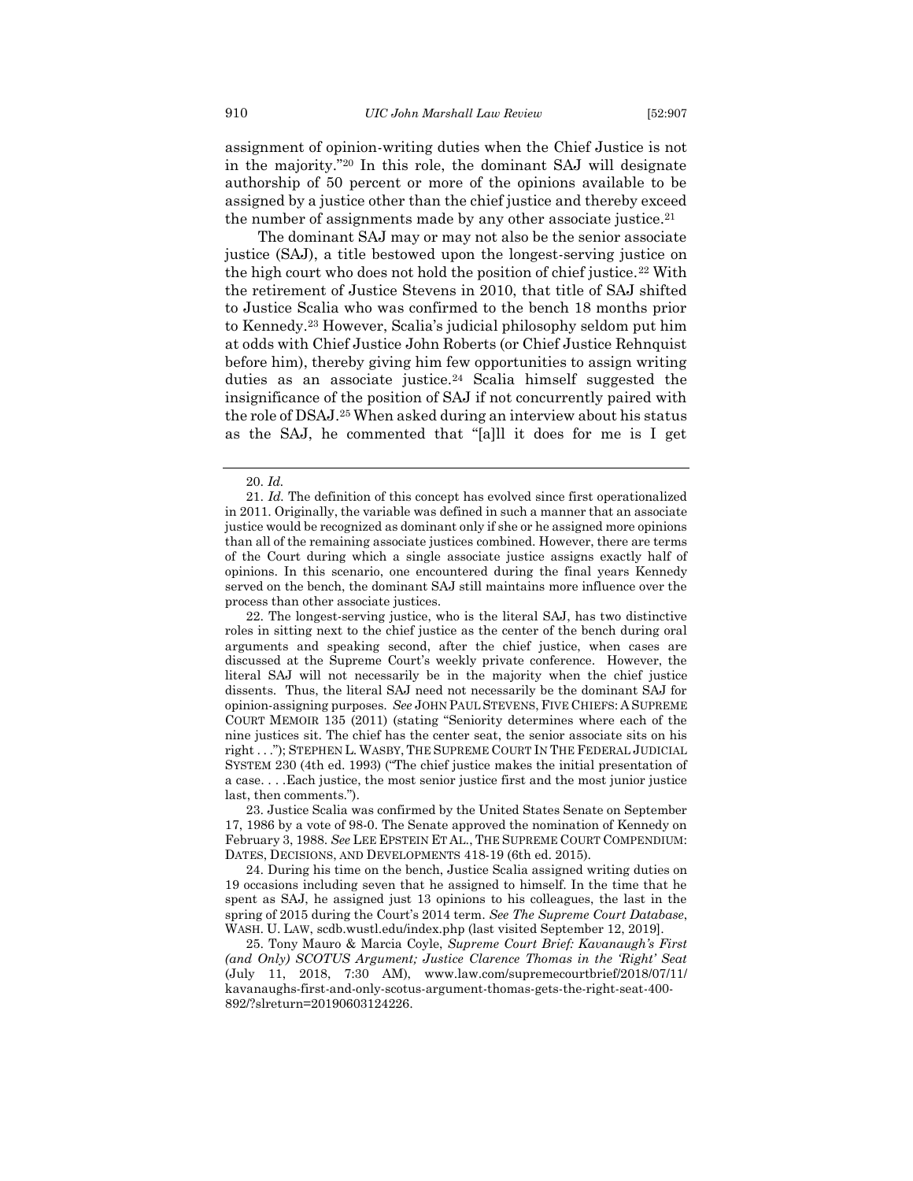assignment of opinion-writing duties when the Chief Justice is not in the majority."[20] In this role, the dominant SAJ will designate authorship of 50 percent or more of the opinions available to be assigned by a justice other than the chief justice and thereby exceed the number of assignments made by any other associate justice.[21]

The dominant SAJ may or may not also be the senior associate justice (SAJ), a title bestowed upon the longest-serving justice on the high court who does not hold the position of chief justice.[22] With the retirement of Justice Stevens in 2010, that title of SAJ shifted to Justice Scalia who was confirmed to the bench 18 months prior to Kennedy.[23] However, Scalia's judicial philosophy seldom put him at odds with Chief Justice John Roberts (or Chief Justice Rehnquist before him), thereby giving him few opportunities to assign writing duties as an associate justice.[24] Scalia himself suggested the insignificance of the position of SAJ if not concurrently paired with the role of DSAJ.[25] When asked during an interview about his status as the SAJ, he commented that "[a]ll it does for me is I get

---

20. *Id.*

21. *Id.* The definition of this concept has evolved since first operationalized in 2011. Originally, the variable was defined in such a manner that an associate justice would be recognized as dominant only if she or he assigned more opinions than all of the remaining associate justices combined. However, there are terms of the Court during which a single associate justice assigns exactly half of opinions. In this scenario, one encountered during the final years Kennedy served on the bench, the dominant SAJ still maintains more influence over the process than other associate justices.

22. The longest-serving justice, who is the literal SAJ, has two distinctive roles in sitting next to the chief justice as the center of the bench during oral arguments and speaking second, after the chief justice, when cases are discussed at the Supreme Court's weekly private conference. However, the literal SAJ will not necessarily be in the majority when the chief justice dissents. Thus, the literal SAJ need not necessarily be the dominant SAJ for opinion-assigning purposes. *See* JOHN PAUL STEVENS, FIVE CHIEFS: A SUPREME COURT MEMOIR 135 (2011) (stating "Seniority determines where each of the nine justices sit. The chief has the center seat, the senior associate sits on his right . . ."); STEPHEN L. WASBY, THE SUPREME COURT IN THE FEDERAL JUDICIAL SYSTEM 230 (4th ed. 1993) ("The chief justice makes the initial presentation of a case. . . . Each justice, the most senior justice first and the most junior justice last, then comments.").

23. Justice Scalia was confirmed by the United States Senate on September 17, 1986 by a vote of 98-0. The Senate approved the nomination of Kennedy on February 3, 1988. *See* LEE EPSTEIN ET AL., THE SUPREME COURT COMPENDIUM: DATES, DECISIONS, AND DEVELOPMENTS 418-19 (6th ed. 2015).

24. During his time on the bench, Justice Scalia assigned writing duties on 19 occasions including seven that he assigned to himself. In the time that he spent as SAJ, he assigned just 13 opinions to his colleagues, the last in the spring of 2015 during the Court's 2014 term. *See The Supreme Court Database*, WASH. U. LAW, scdb.wustl.edu/index.php (last visited September 12, 2019].

25. Tony Mauro & Marcia Coyle, *Supreme Court Brief: Kavanaugh's First (and Only) SCOTUS Argument; Justice Clarence Thomas in the 'Right' Seat* (July 11, 2018, 7:30 AM), www.law.com/supremecourtbrief/2018/07/11/kavanaughs-first-and-only-scotus-argument-thomas-gets-the-right-seat-400-892/?slreturn=20190603124226.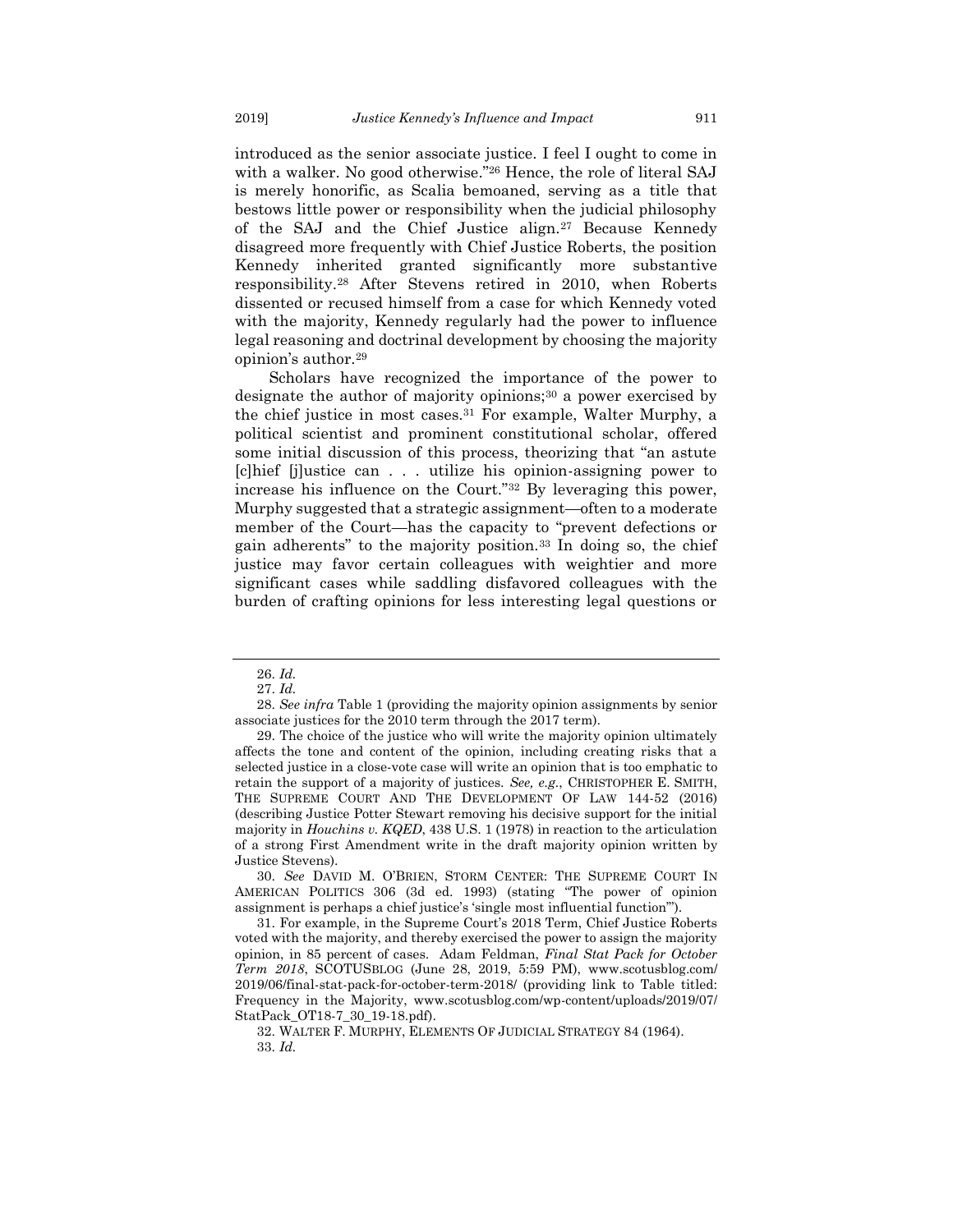introduced as the senior associate justice. I feel I ought to come in with a walker. No good otherwise."[26] Hence, the role of literal SAJ is merely honorific, as Scalia bemoaned, serving as a title that bestows little power or responsibility when the judicial philosophy of the SAJ and the Chief Justice align.[27] Because Kennedy disagreed more frequently with Chief Justice Roberts, the position Kennedy inherited granted significantly more substantive responsibility.[28] After Stevens retired in 2010, when Roberts dissented or recused himself from a case for which Kennedy voted with the majority, Kennedy regularly had the power to influence legal reasoning and doctrinal development by choosing the majority opinion's author.[29]

Scholars have recognized the importance of the power to designate the author of majority opinions;[30] a power exercised by the chief justice in most cases.[31] For example, Walter Murphy, a political scientist and prominent constitutional scholar, offered some initial discussion of this process, theorizing that "an astute [c]hief [j]ustice can . . . utilize his opinion-assigning power to increase his influence on the Court."[32] By leveraging this power, Murphy suggested that a strategic assignment—often to a moderate member of the Court—has the capacity to "prevent defections or gain adherents" to the majority position.[33] In doing so, the chief justice may favor certain colleagues with weightier and more significant cases while saddling disfavored colleagues with the burden of crafting opinions for less interesting legal questions or

---

26. *Id.*

27. *Id.*

28. *See infra* Table 1 (providing the majority opinion assignments by senior associate justices for the 2010 term through the 2017 term).

29. The choice of the justice who will write the majority opinion ultimately affects the tone and content of the opinion, including creating risks that a selected justice in a close-vote case will write an opinion that is too emphatic to retain the support of a majority of justices. *See, e.g.*, CHRISTOPHER E. SMITH, THE SUPREME COURT AND THE DEVELOPMENT OF LAW 144-52 (2016) (describing Justice Potter Stewart removing his decisive support for the initial majority in *Houchins v. KQED*, 438 U.S. 1 (1978) in reaction to the articulation of a strong First Amendment write in the draft majority opinion written by Justice Stevens).

30. *See* DAVID M. O'BRIEN, STORM CENTER: THE SUPREME COURT IN AMERICAN POLITICS 306 (3d ed. 1993) (stating "The power of opinion assignment is perhaps a chief justice's 'single most influential function'").

31. For example, in the Supreme Court's 2018 Term, Chief Justice Roberts voted with the majority, and thereby exercised the power to assign the majority opinion, in 85 percent of cases. Adam Feldman, *Final Stat Pack for October Term 2018*, SCOTUSBLOG (June 28, 2019, 5:59 PM), www.scotusblog.com/2019/06/final-stat-pack-for-october-term-2018/ (providing link to Table titled: Frequency in the Majority, www.scotusblog.com/wp-content/uploads/2019/07/StatPack_OT18-7_30_19-18.pdf).

32. WALTER F. MURPHY, ELEMENTS OF JUDICIAL STRATEGY 84 (1964).

33. *Id.*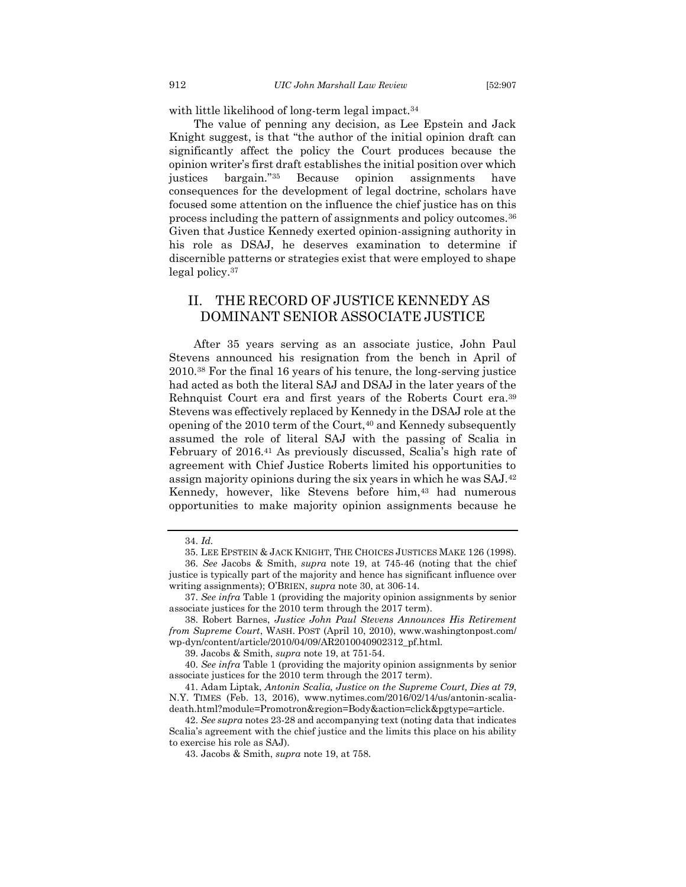with little likelihood of long-term legal impact.[34]

The value of penning any decision, as Lee Epstein and Jack Knight suggest, is that "the author of the initial opinion draft can significantly affect the policy the Court produces because the opinion writer's first draft establishes the initial position over which justices bargain."[35] Because opinion assignments have consequences for the development of legal doctrine, scholars have focused some attention on the influence the chief justice has on this process including the pattern of assignments and policy outcomes.[36] Given that Justice Kennedy exerted opinion-assigning authority in his role as DSAJ, he deserves examination to determine if discernible patterns or strategies exist that were employed to shape legal policy.[37]

## II. THE RECORD OF JUSTICE KENNEDY AS DOMINANT SENIOR ASSOCIATE JUSTICE

After 35 years serving as an associate justice, John Paul Stevens announced his resignation from the bench in April of 2010.[38] For the final 16 years of his tenure, the long-serving justice had acted as both the literal SAJ and DSAJ in the later years of the Rehnquist Court era and first years of the Roberts Court era.[39] Stevens was effectively replaced by Kennedy in the DSAJ role at the opening of the 2010 term of the Court,[40] and Kennedy subsequently assumed the role of literal SAJ with the passing of Scalia in February of 2016.[41] As previously discussed, Scalia's high rate of agreement with Chief Justice Roberts limited his opportunities to assign majority opinions during the six years in which he was SAJ.[42] Kennedy, however, like Stevens before him,[43] had numerous opportunities to make majority opinion assignments because he

---

34. *Id.*

35. LEE EPSTEIN & JACK KNIGHT, THE CHOICES JUSTICES MAKE 126 (1998).

36. *See* Jacobs & Smith, *supra* note 19, at 745-46 (noting that the chief justice is typically part of the majority and hence has significant influence over writing assignments); O'BRIEN, *supra* note 30, at 306-14.

37. *See infra* Table 1 (providing the majority opinion assignments by senior associate justices for the 2010 term through the 2017 term).

38. Robert Barnes, *Justice John Paul Stevens Announces His Retirement from Supreme Court*, WASH. POST (April 10, 2010), www.washingtonpost.com/wp-dyn/content/article/2010/04/09/AR2010040902312_pf.html.

39. Jacobs & Smith, *supra* note 19, at 751-54.

40. *See infra* Table 1 (providing the majority opinion assignments by senior associate justices for the 2010 term through the 2017 term).

41. Adam Liptak, *Antonin Scalia, Justice on the Supreme Court, Dies at 79*, N.Y. TIMES (Feb. 13, 2016), www.nytimes.com/2016/02/14/us/antonin-scalia-death.html?module=Promotron&region=Body&action=click&pgtype=article.

42. *See supra* notes 23-28 and accompanying text (noting data that indicates Scalia's agreement with the chief justice and the limits this place on his ability to exercise his role as SAJ).

43. Jacobs & Smith, *supra* note 19, at 758.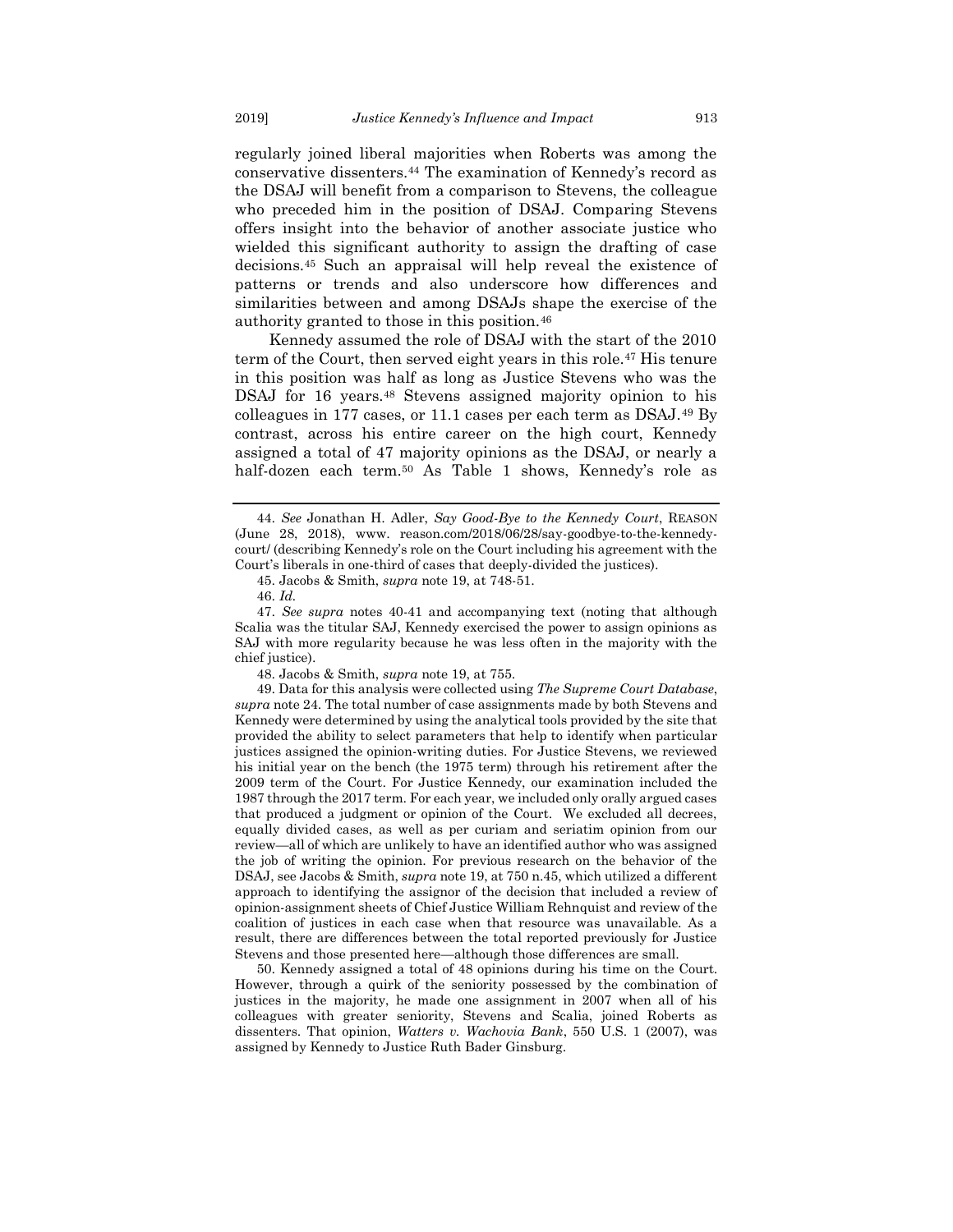regularly joined liberal majorities when Roberts was among the conservative dissenters.[44] The examination of Kennedy's record as the DSAJ will benefit from a comparison to Stevens, the colleague who preceded him in the position of DSAJ. Comparing Stevens offers insight into the behavior of another associate justice who wielded this significant authority to assign the drafting of case decisions.[45] Such an appraisal will help reveal the existence of patterns or trends and also underscore how differences and similarities between and among DSAJs shape the exercise of the authority granted to those in this position.[46]

Kennedy assumed the role of DSAJ with the start of the 2010 term of the Court, then served eight years in this role.[47] His tenure in this position was half as long as Justice Stevens who was the DSAJ for 16 years.[48] Stevens assigned majority opinion to his colleagues in 177 cases, or 11.1 cases per each term as DSAJ.[49] By contrast, across his entire career on the high court, Kennedy assigned a total of 47 majority opinions as the DSAJ, or nearly a half-dozen each term.[50] As Table 1 shows, Kennedy's role as

---

44. *See* Jonathan H. Adler, *Say Good-Bye to the Kennedy Court*, REASON (June 28, 2018), www. reason.com/2018/06/28/say-goodbye-to-the-kennedy-court/ (describing Kennedy's role on the Court including his agreement with the Court's liberals in one-third of cases that deeply-divided the justices).

45. Jacobs & Smith, *supra* note 19, at 748-51.

46. *Id.*

47. *See supra* notes 40-41 and accompanying text (noting that although Scalia was the titular SAJ, Kennedy exercised the power to assign opinions as SAJ with more regularity because he was less often in the majority with the chief justice).

48. Jacobs & Smith, *supra* note 19, at 755.

49. Data for this analysis were collected using *The Supreme Court Database*, *supra* note 24. The total number of case assignments made by both Stevens and Kennedy were determined by using the analytical tools provided by the site that provided the ability to select parameters that help to identify when particular justices assigned the opinion-writing duties. For Justice Stevens, we reviewed his initial year on the bench (the 1975 term) through his retirement after the 2009 term of the Court. For Justice Kennedy, our examination included the 1987 through the 2017 term. For each year, we included only orally argued cases that produced a judgment or opinion of the Court. We excluded all decrees, equally divided cases, as well as per curiam and seriatim opinion from our review—all of which are unlikely to have an identified author who was assigned the job of writing the opinion. For previous research on the behavior of the DSAJ, see Jacobs & Smith, *supra* note 19, at 750 n.45, which utilized a different approach to identifying the assignor of the decision that included a review of opinion-assignment sheets of Chief Justice William Rehnquist and review of the coalition of justices in each case when that resource was unavailable. As a result, there are differences between the total reported previously for Justice Stevens and those presented here—although those differences are small.

50. Kennedy assigned a total of 48 opinions during his time on the Court. However, through a quirk of the seniority possessed by the combination of justices in the majority, he made one assignment in 2007 when all of his colleagues with greater seniority, Stevens and Scalia, joined Roberts as dissenters. That opinion, *Watters v. Wachovia Bank*, 550 U.S. 1 (2007), was assigned by Kennedy to Justice Ruth Bader Ginsburg.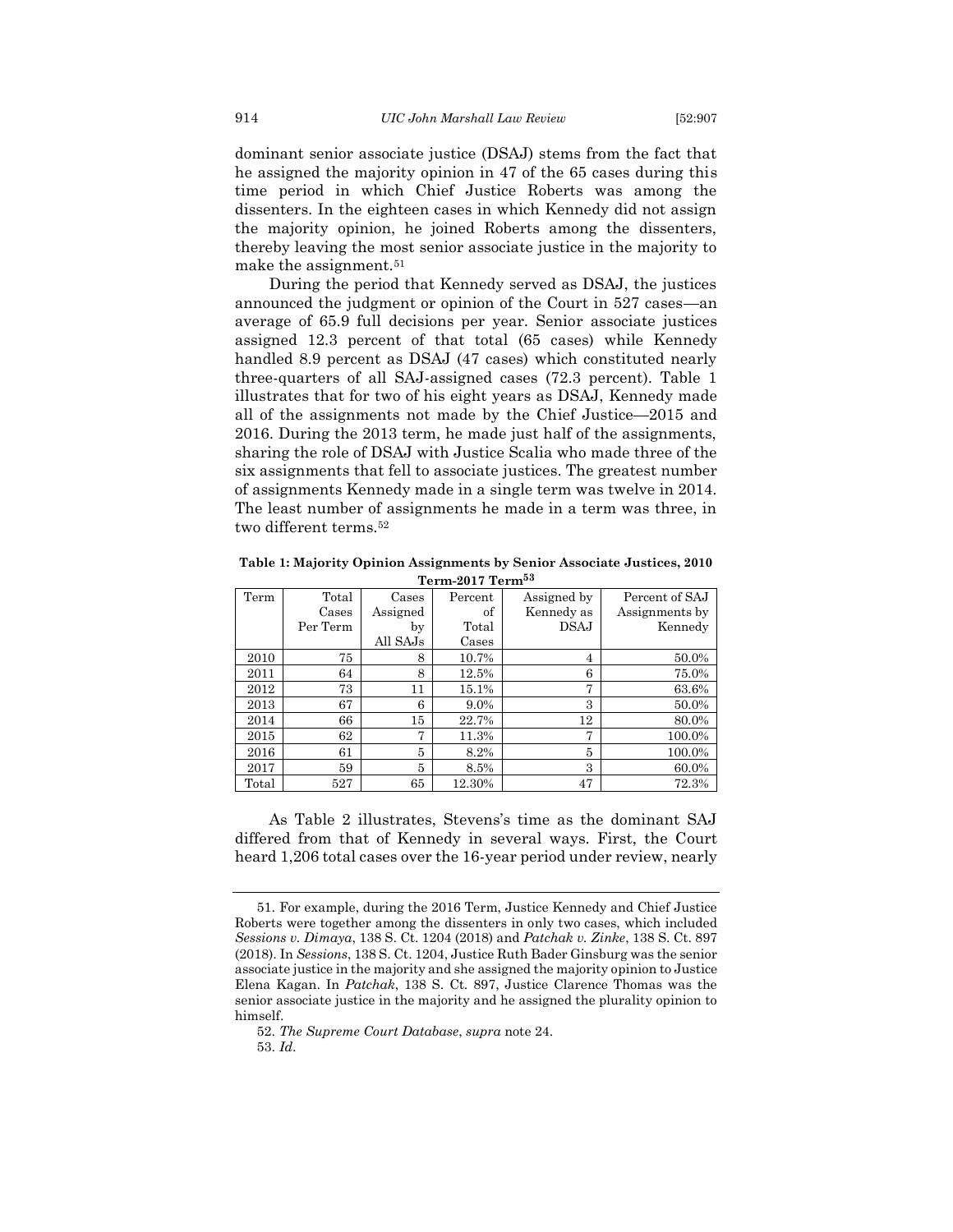dominant senior associate justice (DSAJ) stems from the fact that he assigned the majority opinion in 47 of the 65 cases during this time period in which Chief Justice Roberts was among the dissenters. In the eighteen cases in which Kennedy did not assign the majority opinion, he joined Roberts among the dissenters, thereby leaving the most senior associate justice in the majority to make the assignment.[51]

During the period that Kennedy served as DSAJ, the justices announced the judgment or opinion of the Court in 527 cases—an average of 65.9 full decisions per year. Senior associate justices assigned 12.3 percent of that total (65 cases) while Kennedy handled 8.9 percent as DSAJ (47 cases) which constituted nearly three-quarters of all SAJ-assigned cases (72.3 percent). Table 1 illustrates that for two of his eight years as DSAJ, Kennedy made all of the assignments not made by the Chief Justice—2015 and 2016. During the 2013 term, he made just half of the assignments, sharing the role of DSAJ with Justice Scalia who made three of the six assignments that fell to associate justices. The greatest number of assignments Kennedy made in a single term was twelve in 2014. The least number of assignments he made in a term was three, in two different terms.[52]

**Table 1: Majority Opinion Assignments by Senior Associate Justices, 2010 Term-2017 Term[53]**

| Term | Total Cases Per Term | Cases Assigned by All SAJs | Percent of Total Cases | Assigned by Kennedy as DSAJ | Percent of SAJ Assignments by Kennedy |
|---|---|---|---|---|---|
| 2010 | 75 | 8 | 10.7% | 4 | 50.0% |
| 2011 | 64 | 8 | 12.5% | 6 | 75.0% |
| 2012 | 73 | 11 | 15.1% | 7 | 63.6% |
| 2013 | 67 | 6 | 9.0% | 3 | 50.0% |
| 2014 | 66 | 15 | 22.7% | 12 | 80.0% |
| 2015 | 62 | 7 | 11.3% | 7 | 100.0% |
| 2016 | 61 | 5 | 8.2% | 5 | 100.0% |
| 2017 | 59 | 5 | 8.5% | 3 | 60.0% |
| Total | 527 | 65 | 12.30% | 47 | 72.3% |

As Table 2 illustrates, Stevens's time as the dominant SAJ differed from that of Kennedy in several ways. First, the Court heard 1,206 total cases over the 16-year period under review, nearly

---

51. For example, during the 2016 Term, Justice Kennedy and Chief Justice Roberts were together among the dissenters in only two cases, which included *Sessions v. Dimaya*, 138 S. Ct. 1204 (2018) and *Patchak v. Zinke*, 138 S. Ct. 897 (2018). In *Sessions*, 138 S. Ct. 1204, Justice Ruth Bader Ginsburg was the senior associate justice in the majority and she assigned the majority opinion to Justice Elena Kagan. In *Patchak*, 138 S. Ct. 897, Justice Clarence Thomas was the senior associate justice in the majority and he assigned the plurality opinion to himself.

52. *The Supreme Court Database*, *supra* note 24.

53. *Id.*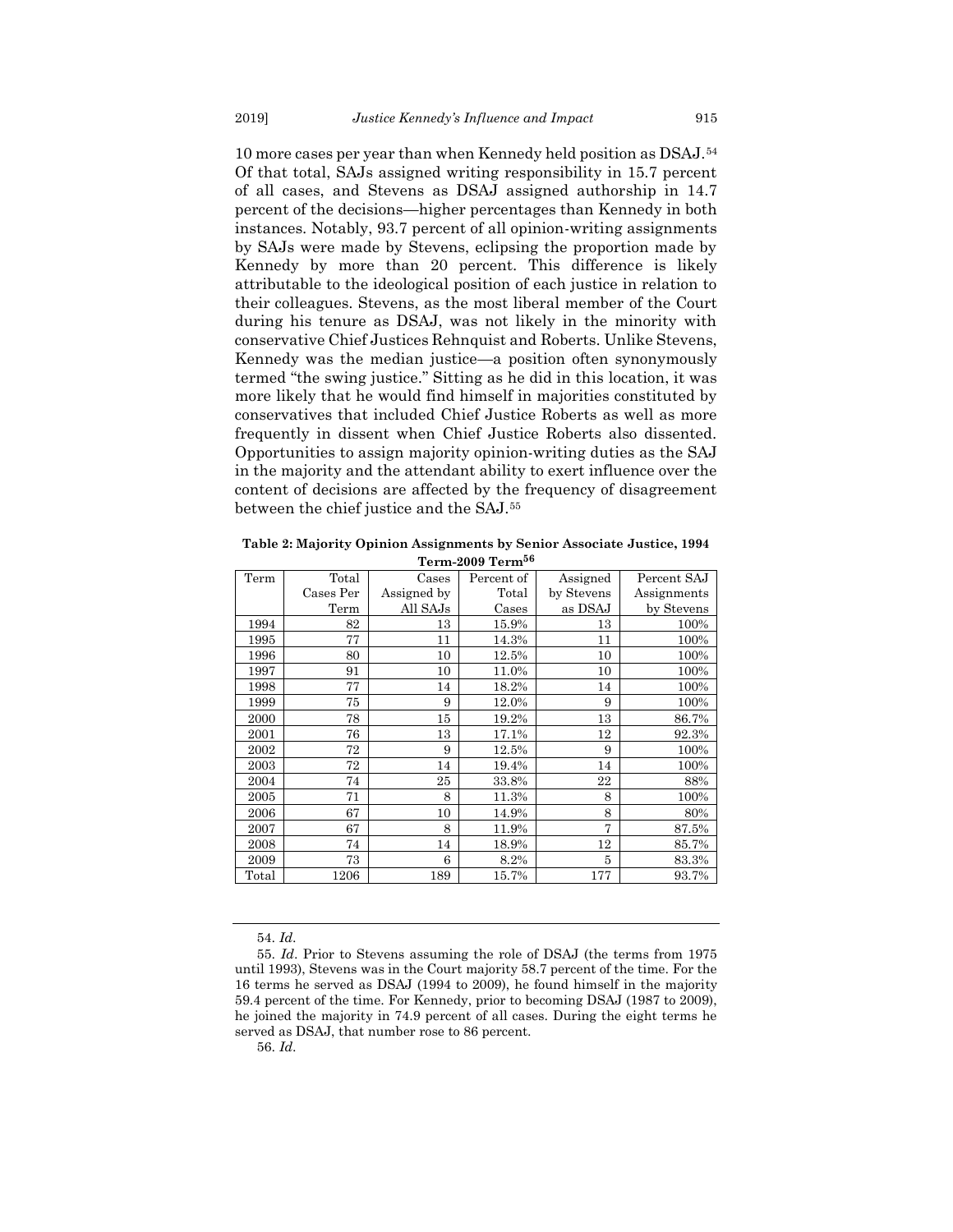10 more cases per year than when Kennedy held position as DSAJ.[54] Of that total, SAJs assigned writing responsibility in 15.7 percent of all cases, and Stevens as DSAJ assigned authorship in 14.7 percent of the decisions—higher percentages than Kennedy in both instances. Notably, 93.7 percent of all opinion-writing assignments by SAJs were made by Stevens, eclipsing the proportion made by Kennedy by more than 20 percent. This difference is likely attributable to the ideological position of each justice in relation to their colleagues. Stevens, as the most liberal member of the Court during his tenure as DSAJ, was not likely in the minority with conservative Chief Justices Rehnquist and Roberts. Unlike Stevens, Kennedy was the median justice—a position often synonymously termed "the swing justice." Sitting as he did in this location, it was more likely that he would find himself in majorities constituted by conservatives that included Chief Justice Roberts as well as more frequently in dissent when Chief Justice Roberts also dissented. Opportunities to assign majority opinion-writing duties as the SAJ in the majority and the attendant ability to exert influence over the content of decisions are affected by the frequency of disagreement between the chief justice and the SAJ.[55]

**Table 2: Majority Opinion Assignments by Senior Associate Justice, 1994 Term-2009 Term[56]**

| Term | Total Cases Per Term | Cases Assigned by All SAJs | Percent of Total Cases | Assigned by Stevens as DSAJ | Percent SAJ Assignments by Stevens |
|---|---|---|---|---|---|
| 1994 | 82 | 13 | 15.9% | 13 | 100% |
| 1995 | 77 | 11 | 14.3% | 11 | 100% |
| 1996 | 80 | 10 | 12.5% | 10 | 100% |
| 1997 | 91 | 10 | 11.0% | 10 | 100% |
| 1998 | 77 | 14 | 18.2% | 14 | 100% |
| 1999 | 75 | 9 | 12.0% | 9 | 100% |
| 2000 | 78 | 15 | 19.2% | 13 | 86.7% |
| 2001 | 76 | 13 | 17.1% | 12 | 92.3% |
| 2002 | 72 | 9 | 12.5% | 9 | 100% |
| 2003 | 72 | 14 | 19.4% | 14 | 100% |
| 2004 | 74 | 25 | 33.8% | 22 | 88% |
| 2005 | 71 | 8 | 11.3% | 8 | 100% |
| 2006 | 67 | 10 | 14.9% | 8 | 80% |
| 2007 | 67 | 8 | 11.9% | 7 | 87.5% |
| 2008 | 74 | 14 | 18.9% | 12 | 85.7% |
| 2009 | 73 | 6 | 8.2% | 5 | 83.3% |
| Total | 1206 | 189 | 15.7% | 177 | 93.7% |

54. *Id.*

55. *Id.* Prior to Stevens assuming the role of DSAJ (the terms from 1975 until 1993), Stevens was in the Court majority 58.7 percent of the time. For the 16 terms he served as DSAJ (1994 to 2009), he found himself in the majority 59.4 percent of the time. For Kennedy, prior to becoming DSAJ (1987 to 2009), he joined the majority in 74.9 percent of all cases. During the eight terms he served as DSAJ, that number rose to 86 percent.

56. *Id.*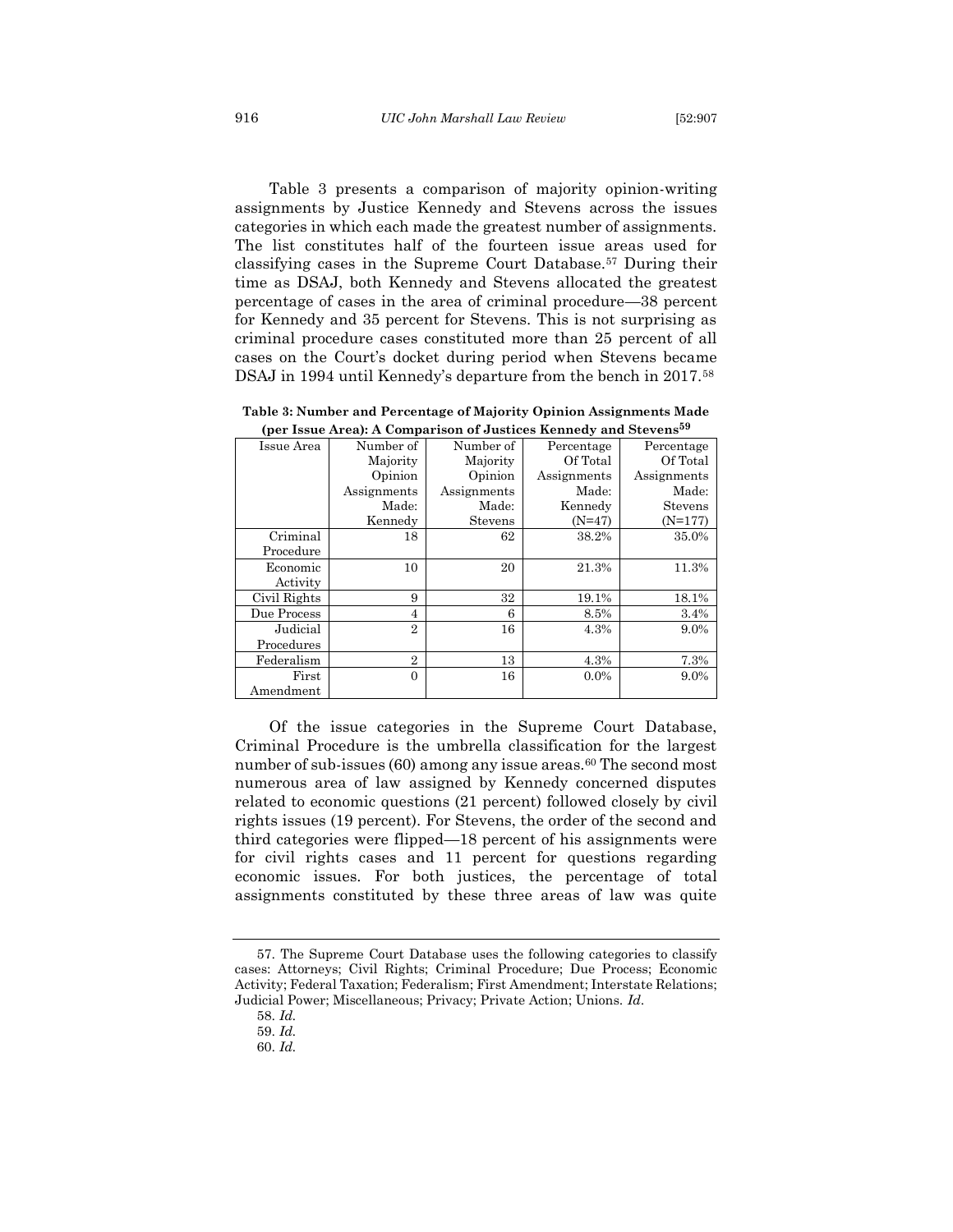Table 3 presents a comparison of majority opinion-writing assignments by Justice Kennedy and Stevens across the issues categories in which each made the greatest number of assignments. The list constitutes half of the fourteen issue areas used for classifying cases in the Supreme Court Database.[57] During their time as DSAJ, both Kennedy and Stevens allocated the greatest percentage of cases in the area of criminal procedure—38 percent for Kennedy and 35 percent for Stevens. This is not surprising as criminal procedure cases constituted more than 25 percent of all cases on the Court's docket during period when Stevens became DSAJ in 1994 until Kennedy's departure from the bench in 2017.[58]

**Table 3: Number and Percentage of Majority Opinion Assignments Made (per Issue Area): A Comparison of Justices Kennedy and Stevens[59]**

| Issue Area | Number of Majority Opinion Assignments Made: Kennedy | Number of Majority Opinion Assignments Made: Stevens | Percentage Of Total Assignments Made: Kennedy (N=47) | Percentage Of Total Assignments Made: Stevens (N=177) |
|---|---|---|---|---|
| Criminal Procedure | 18 | 62 | 38.2% | 35.0% |
| Economic Activity | 10 | 20 | 21.3% | 11.3% |
| Civil Rights | 9 | 32 | 19.1% | 18.1% |
| Due Process | 4 | 6 | 8.5% | 3.4% |
| Judicial Procedures | 2 | 16 | 4.3% | 9.0% |
| Federalism | 2 | 13 | 4.3% | 7.3% |
| First Amendment | 0 | 16 | 0.0% | 9.0% |

Of the issue categories in the Supreme Court Database, Criminal Procedure is the umbrella classification for the largest number of sub-issues (60) among any issue areas.[60] The second most numerous area of law assigned by Kennedy concerned disputes related to economic questions (21 percent) followed closely by civil rights issues (19 percent). For Stevens, the order of the second and third categories were flipped—18 percent of his assignments were for civil rights cases and 11 percent for questions regarding economic issues. For both justices, the percentage of total assignments constituted by these three areas of law was quite

---

57. The Supreme Court Database uses the following categories to classify cases: Attorneys; Civil Rights; Criminal Procedure; Due Process; Economic Activity; Federal Taxation; Federalism; First Amendment; Interstate Relations; Judicial Power; Miscellaneous; Privacy; Private Action; Unions. *Id*.

58. *Id.*

59. *Id.*

60. *Id.*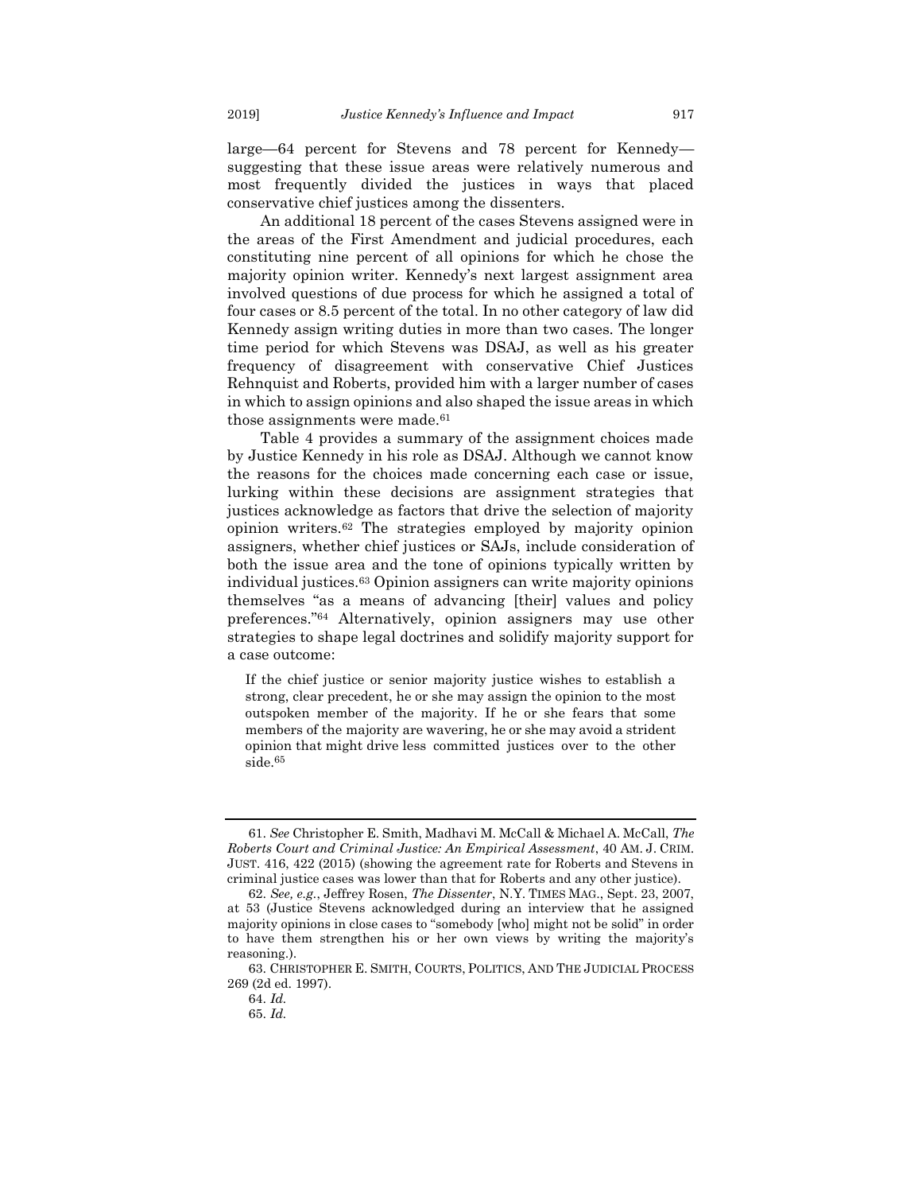large—64 percent for Stevens and 78 percent for Kennedy—suggesting that these issue areas were relatively numerous and most frequently divided the justices in ways that placed conservative chief justices among the dissenters.

An additional 18 percent of the cases Stevens assigned were in the areas of the First Amendment and judicial procedures, each constituting nine percent of all opinions for which he chose the majority opinion writer. Kennedy's next largest assignment area involved questions of due process for which he assigned a total of four cases or 8.5 percent of the total. In no other category of law did Kennedy assign writing duties in more than two cases. The longer time period for which Stevens was DSAJ, as well as his greater frequency of disagreement with conservative Chief Justices Rehnquist and Roberts, provided him with a larger number of cases in which to assign opinions and also shaped the issue areas in which those assignments were made.[61]

Table 4 provides a summary of the assignment choices made by Justice Kennedy in his role as DSAJ. Although we cannot know the reasons for the choices made concerning each case or issue, lurking within these decisions are assignment strategies that justices acknowledge as factors that drive the selection of majority opinion writers.[62] The strategies employed by majority opinion assigners, whether chief justices or SAJs, include consideration of both the issue area and the tone of opinions typically written by individual justices.[63] Opinion assigners can write majority opinions themselves "as a means of advancing [their] values and policy preferences."[64] Alternatively, opinion assigners may use other strategies to shape legal doctrines and solidify majority support for a case outcome:

> If the chief justice or senior majority justice wishes to establish a strong, clear precedent, he or she may assign the opinion to the most outspoken member of the majority. If he or she fears that some members of the majority are wavering, he or she may avoid a strident opinion that might drive less committed justices over to the other side.[65]

---

61. *See* Christopher E. Smith, Madhavi M. McCall & Michael A. McCall, *The Roberts Court and Criminal Justice: An Empirical Assessment*, 40 AM. J. CRIM. JUST. 416, 422 (2015) (showing the agreement rate for Roberts and Stevens in criminal justice cases was lower than that for Roberts and any other justice).

62. *See, e.g.*, Jeffrey Rosen, *The Dissenter*, N.Y. TIMES MAG., Sept. 23, 2007, at 53 (Justice Stevens acknowledged during an interview that he assigned majority opinions in close cases to "somebody [who] might not be solid" in order to have them strengthen his or her own views by writing the majority's reasoning.).

63. CHRISTOPHER E. SMITH, COURTS, POLITICS, AND THE JUDICIAL PROCESS 269 (2d ed. 1997).

64. *Id.*

65. *Id.*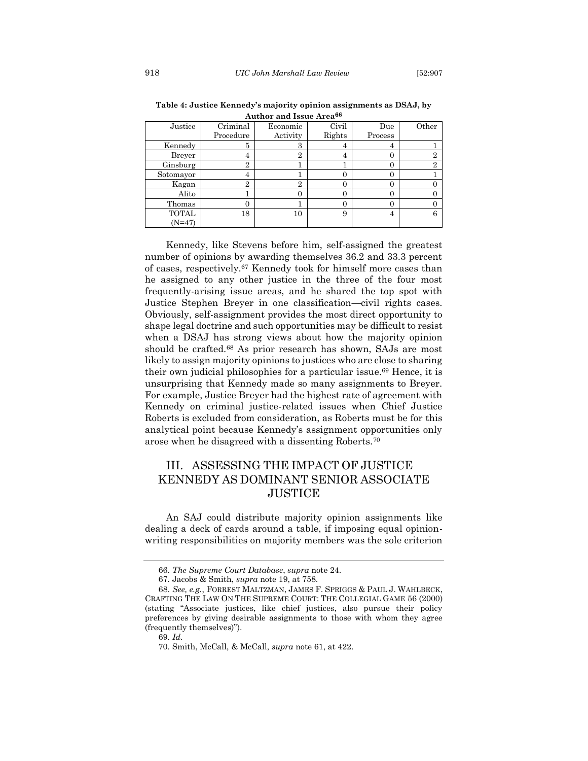**Table 4: Justice Kennedy's majority opinion assignments as DSAJ, by Author and Issue Area[66]**

| Justice | Criminal Procedure | Economic Activity | Civil Rights | Due Process | Other |
|---|---|---|---|---|---|
| Kennedy | 5 | 3 | 4 | 4 | 1 |
| Breyer | 4 | 2 | 4 | 0 | 2 |
| Ginsburg | 2 | 1 | 1 | 0 | 2 |
| Sotomayor | 4 | 1 | 0 | 0 | 1 |
| Kagan | 2 | 2 | 0 | 0 | 0 |
| Alito | 1 | 0 | 0 | 0 | 0 |
| Thomas | 0 | 1 | 0 | 0 | 0 |
| TOTAL (N=47) | 18 | 10 | 9 | 4 | 6 |

Kennedy, like Stevens before him, self-assigned the greatest number of opinions by awarding themselves 36.2 and 33.3 percent of cases, respectively.[67] Kennedy took for himself more cases than he assigned to any other justice in the three of the four most frequently-arising issue areas, and he shared the top spot with Justice Stephen Breyer in one classification—civil rights cases. Obviously, self-assignment provides the most direct opportunity to shape legal doctrine and such opportunities may be difficult to resist when a DSAJ has strong views about how the majority opinion should be crafted.[68] As prior research has shown, SAJs are most likely to assign majority opinions to justices who are close to sharing their own judicial philosophies for a particular issue.[69] Hence, it is unsurprising that Kennedy made so many assignments to Breyer. For example, Justice Breyer had the highest rate of agreement with Kennedy on criminal justice-related issues when Chief Justice Roberts is excluded from consideration, as Roberts must be for this analytical point because Kennedy's assignment opportunities only arose when he disagreed with a dissenting Roberts.[70]

## III. ASSESSING THE IMPACT OF JUSTICE KENNEDY AS DOMINANT SENIOR ASSOCIATE JUSTICE

An SAJ could distribute majority opinion assignments like dealing a deck of cards around a table, if imposing equal opinion-writing responsibilities on majority members was the sole criterion

66. *The Supreme Court Database*, *supra* note 24.

67. Jacobs & Smith, *supra* note 19, at 758.

68. *See, e.g.*, FORREST MALTZMAN, JAMES F. SPRIGGS & PAUL J. WAHLBECK, CRAFTING THE LAW ON THE SUPREME COURT: THE COLLEGIAL GAME 56 (2000) (stating "Associate justices, like chief justices, also pursue their policy preferences by giving desirable assignments to those with whom they agree (frequently themselves)").

69. *Id.*

70. Smith, McCall, & McCall, *supra* note 61, at 422.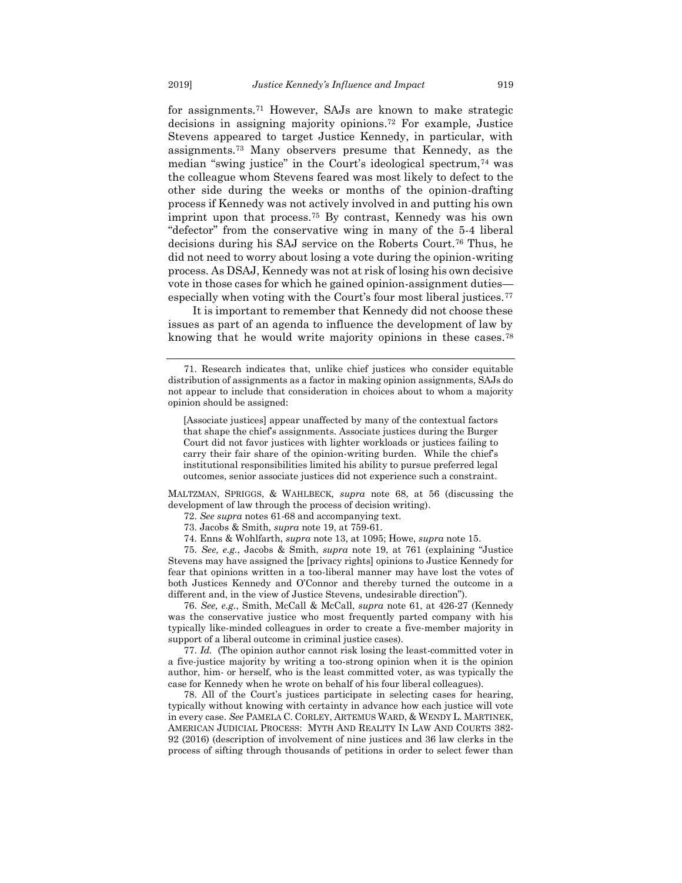for assignments.[71] However, SAJs are known to make strategic decisions in assigning majority opinions.[72] For example, Justice Stevens appeared to target Justice Kennedy, in particular, with assignments.[73] Many observers presume that Kennedy, as the median "swing justice" in the Court's ideological spectrum,[74] was the colleague whom Stevens feared was most likely to defect to the other side during the weeks or months of the opinion-drafting process if Kennedy was not actively involved in and putting his own imprint upon that process.[75] By contrast, Kennedy was his own "defector" from the conservative wing in many of the 5-4 liberal decisions during his SAJ service on the Roberts Court.[76] Thus, he did not need to worry about losing a vote during the opinion-writing process. As DSAJ, Kennedy was not at risk of losing his own decisive vote in those cases for which he gained opinion-assignment duties—especially when voting with the Court's four most liberal justices.[77]

It is important to remember that Kennedy did not choose these issues as part of an agenda to influence the development of law by knowing that he would write majority opinions in these cases.[78]

---

71. Research indicates that, unlike chief justices who consider equitable distribution of assignments as a factor in making opinion assignments, SAJs do not appear to include that consideration in choices about to whom a majority opinion should be assigned:

> [Associate justices] appear unaffected by many of the contextual factors that shape the chief's assignments. Associate justices during the Burger Court did not favor justices with lighter workloads or justices failing to carry their fair share of the opinion-writing burden. While the chief's institutional responsibilities limited his ability to pursue preferred legal outcomes, senior associate justices did not experience such a constraint.

MALTZMAN, SPRIGGS, & WAHLBECK, *supra* note 68, at 56 (discussing the development of law through the process of decision writing).

72. *See supra* notes 61-68 and accompanying text.

73. Jacobs & Smith, *supra* note 19, at 759-61.

74. Enns & Wohlfarth, *supra* note 13, at 1095; Howe, *supra* note 15.

75. *See, e.g.*, Jacobs & Smith, *supra* note 19, at 761 (explaining "Justice Stevens may have assigned the [privacy rights] opinions to Justice Kennedy for fear that opinions written in a too-liberal manner may have lost the votes of both Justices Kennedy and O'Connor and thereby turned the outcome in a different and, in the view of Justice Stevens, undesirable direction").

76. *See, e.g.*, Smith, McCall & McCall, *supra* note 61, at 426-27 (Kennedy was the conservative justice who most frequently parted company with his typically like-minded colleagues in order to create a five-member majority in support of a liberal outcome in criminal justice cases).

77. *Id.* (The opinion author cannot risk losing the least-committed voter in a five-justice majority by writing a too-strong opinion when it is the opinion author, him- or herself, who is the least committed voter, as was typically the case for Kennedy when he wrote on behalf of his four liberal colleagues).

78. All of the Court's justices participate in selecting cases for hearing, typically without knowing with certainty in advance how each justice will vote in every case. *See* PAMELA C. CORLEY, ARTEMUS WARD, & WENDY L. MARTINEK, AMERICAN JUDICIAL PROCESS: MYTH AND REALITY IN LAW AND COURTS 382-92 (2016) (description of involvement of nine justices and 36 law clerks in the process of sifting through thousands of petitions in order to select fewer than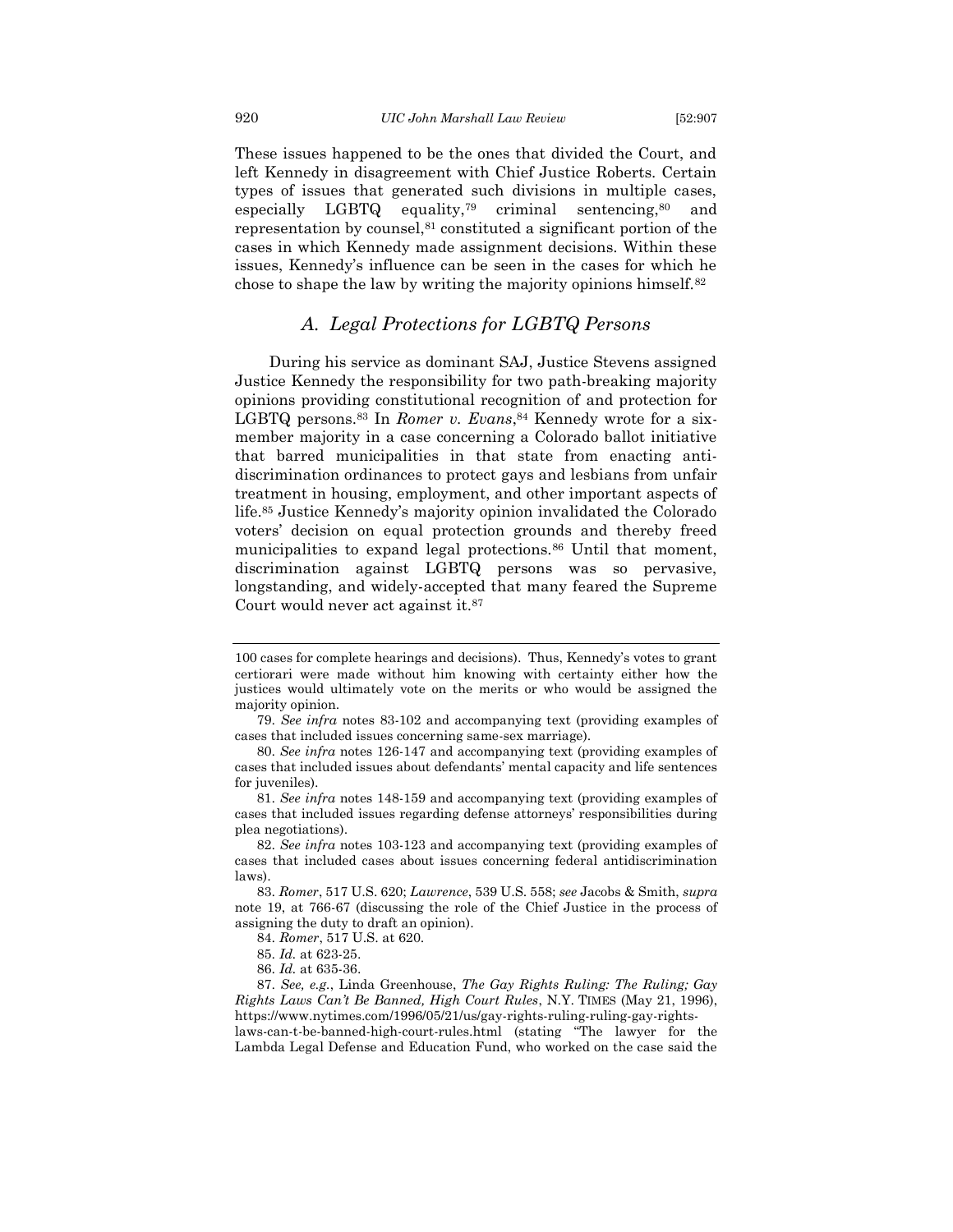These issues happened to be the ones that divided the Court, and left Kennedy in disagreement with Chief Justice Roberts. Certain types of issues that generated such divisions in multiple cases, especially LGBTQ equality,[79] criminal sentencing,[80] and representation by counsel,[81] constituted a significant portion of the cases in which Kennedy made assignment decisions. Within these issues, Kennedy's influence can be seen in the cases for which he chose to shape the law by writing the majority opinions himself.[82]

### *A. Legal Protections for LGBTQ Persons*

During his service as dominant SAJ, Justice Stevens assigned Justice Kennedy the responsibility for two path-breaking majority opinions providing constitutional recognition of and protection for LGBTQ persons.[83] In *Romer v. Evans*,[84] Kennedy wrote for a six-member majority in a case concerning a Colorado ballot initiative that barred municipalities in that state from enacting anti-discrimination ordinances to protect gays and lesbians from unfair treatment in housing, employment, and other important aspects of life.[85] Justice Kennedy's majority opinion invalidated the Colorado voters' decision on equal protection grounds and thereby freed municipalities to expand legal protections.[86] Until that moment, discrimination against LGBTQ persons was so pervasive, longstanding, and widely-accepted that many feared the Supreme Court would never act against it.[87]

---

100 cases for complete hearings and decisions). Thus, Kennedy's votes to grant certiorari were made without him knowing with certainty either how the justices would ultimately vote on the merits or who would be assigned the majority opinion.

79. *See infra* notes 83-102 and accompanying text (providing examples of cases that included issues concerning same-sex marriage).

80. *See infra* notes 126-147 and accompanying text (providing examples of cases that included issues about defendants' mental capacity and life sentences for juveniles).

81. *See infra* notes 148-159 and accompanying text (providing examples of cases that included issues regarding defense attorneys' responsibilities during plea negotiations).

82. *See infra* notes 103-123 and accompanying text (providing examples of cases that included cases about issues concerning federal antidiscrimination laws).

83. *Romer*, 517 U.S. 620; *Lawrence*, 539 U.S. 558; *see* Jacobs & Smith, *supra* note 19, at 766-67 (discussing the role of the Chief Justice in the process of assigning the duty to draft an opinion).

84. *Romer*, 517 U.S. at 620.

85. *Id.* at 623-25.

86. *Id.* at 635-36.

87. *See, e.g.*, Linda Greenhouse, *The Gay Rights Ruling: The Ruling; Gay Rights Laws Can't Be Banned, High Court Rules*, N.Y. TIMES (May 21, 1996), https://www.nytimes.com/1996/05/21/us/gay-rights-ruling-ruling-gay-rights-laws-can-t-be-banned-high-court-rules.html (stating "The lawyer for the Lambda Legal Defense and Education Fund, who worked on the case said the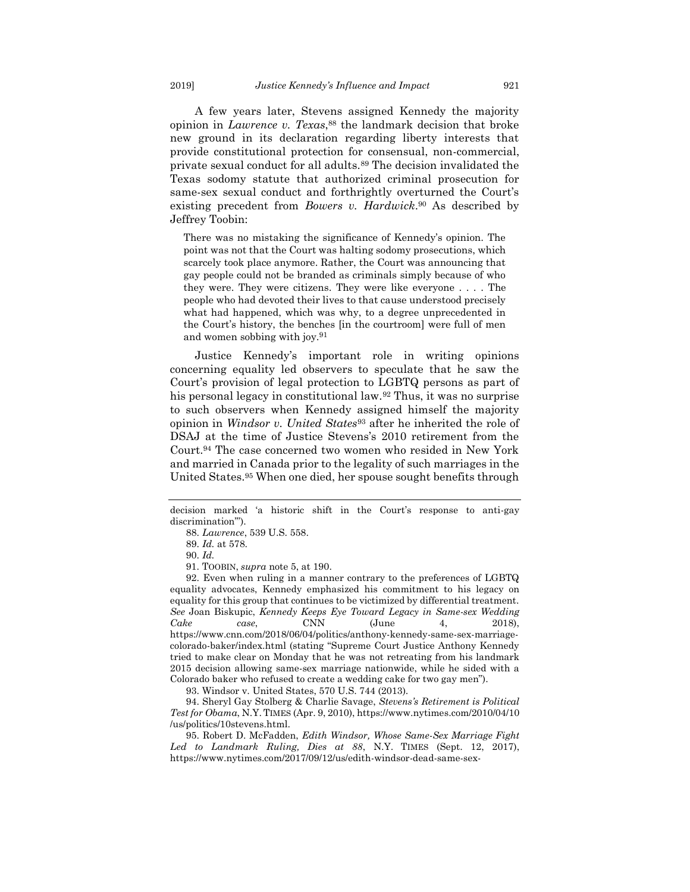A few years later, Stevens assigned Kennedy the majority opinion in *Lawrence v. Texas*,[88] the landmark decision that broke new ground in its declaration regarding liberty interests that provide constitutional protection for consensual, non-commercial, private sexual conduct for all adults.[89] The decision invalidated the Texas sodomy statute that authorized criminal prosecution for same-sex sexual conduct and forthrightly overturned the Court's existing precedent from *Bowers v. Hardwick*.[90] As described by Jeffrey Toobin:

> There was no mistaking the significance of Kennedy's opinion. The point was not that the Court was halting sodomy prosecutions, which scarcely took place anymore. Rather, the Court was announcing that gay people could not be branded as criminals simply because of who they were. They were citizens. They were like everyone . . . . The people who had devoted their lives to that cause understood precisely what had happened, which was why, to a degree unprecedented in the Court's history, the benches [in the courtroom] were full of men and women sobbing with joy.[91]

Justice Kennedy's important role in writing opinions concerning equality led observers to speculate that he saw the Court's provision of legal protection to LGBTQ persons as part of his personal legacy in constitutional law.[92] Thus, it was no surprise to such observers when Kennedy assigned himself the majority opinion in *Windsor v. United States*[93] after he inherited the role of DSAJ at the time of Justice Stevens's 2010 retirement from the Court.[94] The case concerned two women who resided in New York and married in Canada prior to the legality of such marriages in the United States.[95] When one died, her spouse sought benefits through

---

decision marked 'a historic shift in the Court's response to anti-gay discrimination'").

88. *Lawrence*, 539 U.S. 558.

89. *Id.* at 578.

90. *Id.*

91. TOOBIN, *supra* note 5, at 190.

92. Even when ruling in a manner contrary to the preferences of LGBTQ equality advocates, Kennedy emphasized his commitment to his legacy on equality for this group that continues to be victimized by differential treatment. *See* Joan Biskupic, *Kennedy Keeps Eye Toward Legacy in Same-sex Wedding Cake case*, CNN (June 4, 2018), https://www.cnn.com/2018/06/04/politics/anthony-kennedy-same-sex-marriage-colorado-baker/index.html (stating "Supreme Court Justice Anthony Kennedy tried to make clear on Monday that he was not retreating from his landmark 2015 decision allowing same-sex marriage nationwide, while he sided with a Colorado baker who refused to create a wedding cake for two gay men").

93. Windsor v. United States, 570 U.S. 744 (2013).

94. Sheryl Gay Stolberg & Charlie Savage, *Stevens's Retirement is Political Test for Obama*, N.Y. TIMES (Apr. 9, 2010), https://www.nytimes.com/2010/04/10/us/politics/10stevens.html.

95. Robert D. McFadden, *Edith Windsor, Whose Same-Sex Marriage Fight Led to Landmark Ruling, Dies at 88*, N.Y. TIMES (Sept. 12, 2017), https://www.nytimes.com/2017/09/12/us/edith-windsor-dead-same-sex-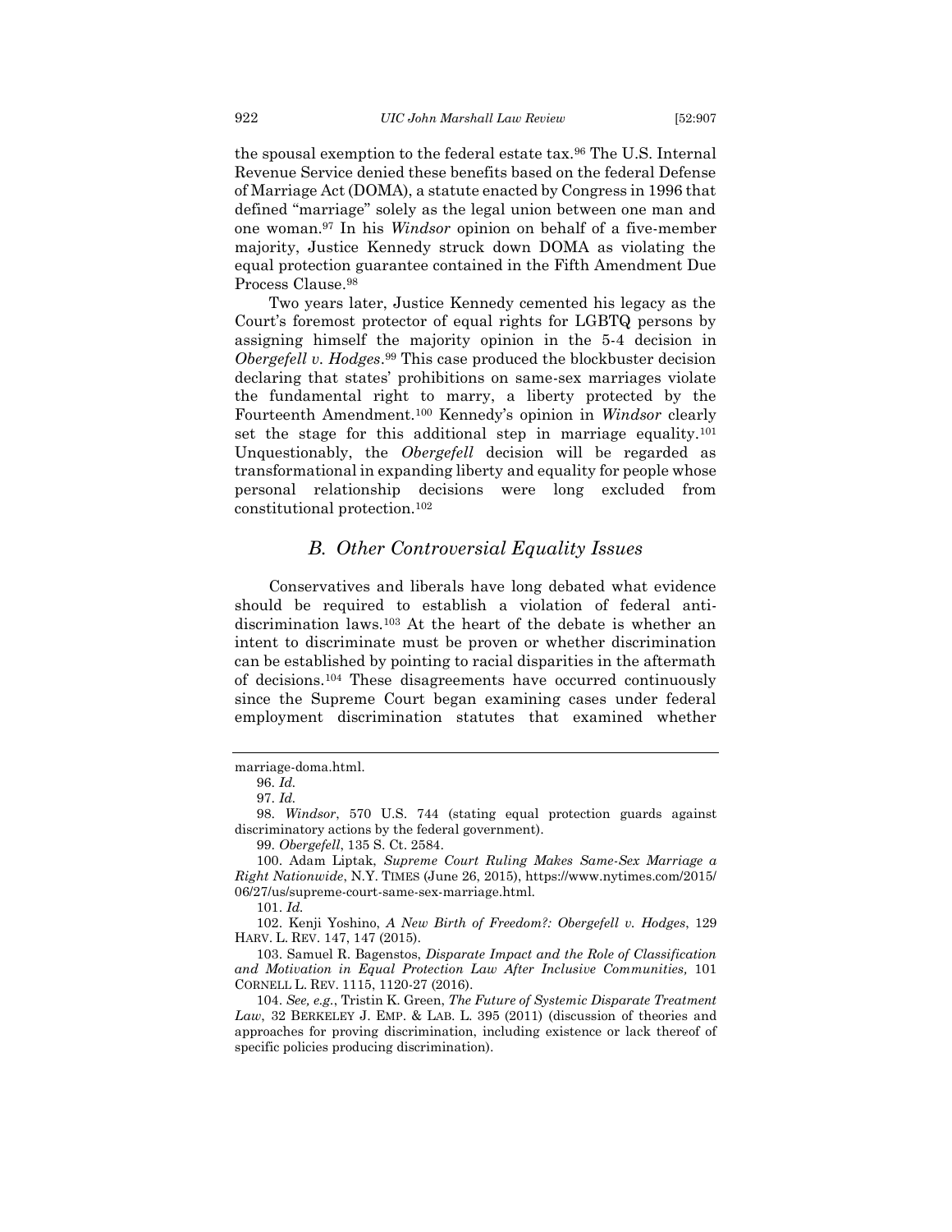the spousal exemption to the federal estate tax.[96] The U.S. Internal Revenue Service denied these benefits based on the federal Defense of Marriage Act (DOMA), a statute enacted by Congress in 1996 that defined "marriage" solely as the legal union between one man and one woman.[97] In his *Windsor* opinion on behalf of a five-member majority, Justice Kennedy struck down DOMA as violating the equal protection guarantee contained in the Fifth Amendment Due Process Clause.[98]

Two years later, Justice Kennedy cemented his legacy as the Court's foremost protector of equal rights for LGBTQ persons by assigning himself the majority opinion in the 5-4 decision in *Obergefell v. Hodges*.[99] This case produced the blockbuster decision declaring that states' prohibitions on same-sex marriages violate the fundamental right to marry, a liberty protected by the Fourteenth Amendment.[100] Kennedy's opinion in *Windsor* clearly set the stage for this additional step in marriage equality.[101] Unquestionably, the *Obergefell* decision will be regarded as transformational in expanding liberty and equality for people whose personal relationship decisions were long excluded from constitutional protection.[102]

### *B. Other Controversial Equality Issues*

Conservatives and liberals have long debated what evidence should be required to establish a violation of federal anti-discrimination laws.[103] At the heart of the debate is whether an intent to discriminate must be proven or whether discrimination can be established by pointing to racial disparities in the aftermath of decisions.[104] These disagreements have occurred continuously since the Supreme Court began examining cases under federal employment discrimination statutes that examined whether

---

marriage-doma.html.

96. *Id.*

97. *Id.*

98. *Windsor*, 570 U.S. 744 (stating equal protection guards against discriminatory actions by the federal government).

99. *Obergefell*, 135 S. Ct. 2584.

100. Adam Liptak, *Supreme Court Ruling Makes Same-Sex Marriage a Right Nationwide*, N.Y. TIMES (June 26, 2015), https://www.nytimes.com/2015/06/27/us/supreme-court-same-sex-marriage.html.

101. *Id.*

102. Kenji Yoshino, *A New Birth of Freedom?: Obergefell v. Hodges*, 129 HARV. L. REV. 147, 147 (2015).

103. Samuel R. Bagenstos, *Disparate Impact and the Role of Classification and Motivation in Equal Protection Law After Inclusive Communities,* 101 CORNELL L. REV. 1115, 1120-27 (2016).

104. *See, e.g.*, Tristin K. Green, *The Future of Systemic Disparate Treatment Law*, 32 BERKELEY J. EMP. & LAB. L. 395 (2011) (discussion of theories and approaches for proving discrimination, including existence or lack thereof of specific policies producing discrimination).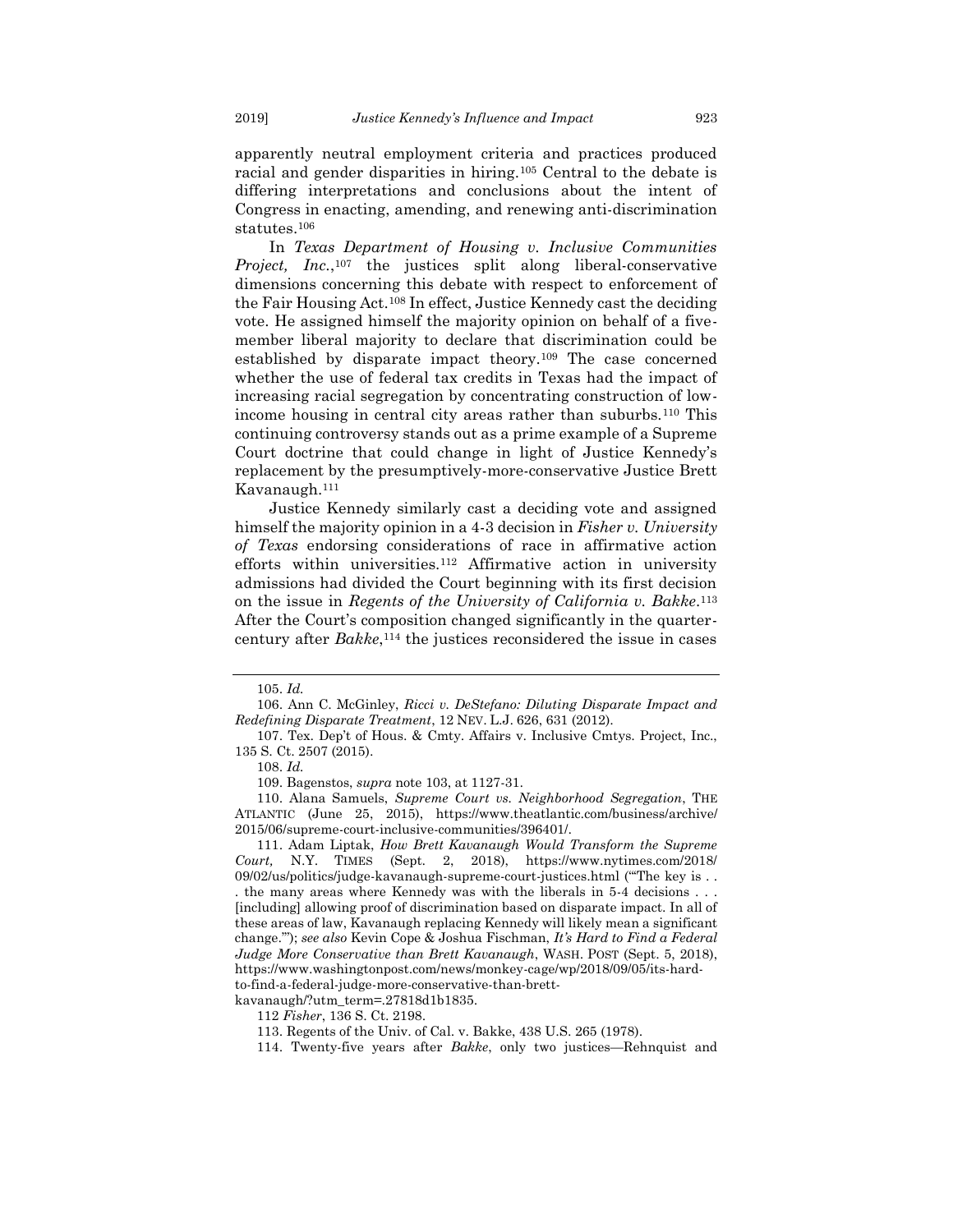apparently neutral employment criteria and practices produced racial and gender disparities in hiring.[105] Central to the debate is differing interpretations and conclusions about the intent of Congress in enacting, amending, and renewing anti-discrimination statutes.[106]

In *Texas Department of Housing v. Inclusive Communities Project, Inc.*,[107] the justices split along liberal-conservative dimensions concerning this debate with respect to enforcement of the Fair Housing Act.[108] In effect, Justice Kennedy cast the deciding vote. He assigned himself the majority opinion on behalf of a five-member liberal majority to declare that discrimination could be established by disparate impact theory.[109] The case concerned whether the use of federal tax credits in Texas had the impact of increasing racial segregation by concentrating construction of low-income housing in central city areas rather than suburbs.[110] This continuing controversy stands out as a prime example of a Supreme Court doctrine that could change in light of Justice Kennedy's replacement by the presumptively-more-conservative Justice Brett Kavanaugh.[111]

Justice Kennedy similarly cast a deciding vote and assigned himself the majority opinion in a 4-3 decision in *Fisher v. University of Texas* endorsing considerations of race in affirmative action efforts within universities.[112] Affirmative action in university admissions had divided the Court beginning with its first decision on the issue in *Regents of the University of California v. Bakke*.[113] After the Court's composition changed significantly in the quarter-century after *Bakke*,[114] the justices reconsidered the issue in cases

---

105. *Id.*

106. Ann C. McGinley, *Ricci v. DeStefano: Diluting Disparate Impact and Redefining Disparate Treatment*, 12 NEV. L.J. 626, 631 (2012).

107. Tex. Dep't of Hous. & Cmty. Affairs v. Inclusive Cmtys. Project, Inc., 135 S. Ct. 2507 (2015).

108. *Id.*

109. Bagenstos, *supra* note 103, at 1127-31.

110. Alana Samuels, *Supreme Court vs. Neighborhood Segregation*, THE ATLANTIC (June 25, 2015), https://www.theatlantic.com/business/archive/2015/06/supreme-court-inclusive-communities/396401/.

111. Adam Liptak, *How Brett Kavanaugh Would Transform the Supreme Court,* N.Y. TIMES (Sept. 2, 2018), https://www.nytimes.com/2018/09/02/us/politics/judge-kavanaugh-supreme-court-justices.html ("'The key is . . . the many areas where Kennedy was with the liberals in 5-4 decisions . . . [including] allowing proof of discrimination based on disparate impact. In all of these areas of law, Kavanaugh replacing Kennedy will likely mean a significant change.'"); *see also* Kevin Cope & Joshua Fischman, *It's Hard to Find a Federal Judge More Conservative than Brett Kavanaugh*, WASH. POST (Sept. 5, 2018), https://www.washingtonpost.com/news/monkey-cage/wp/2018/09/05/its-hard-to-find-a-federal-judge-more-conservative-than-brett-kavanaugh/?utm_term=.27818d1b1835.

112 *Fisher*, 136 S. Ct. 2198.

113. Regents of the Univ. of Cal. v. Bakke, 438 U.S. 265 (1978).

114. Twenty-five years after *Bakke*, only two justices—Rehnquist and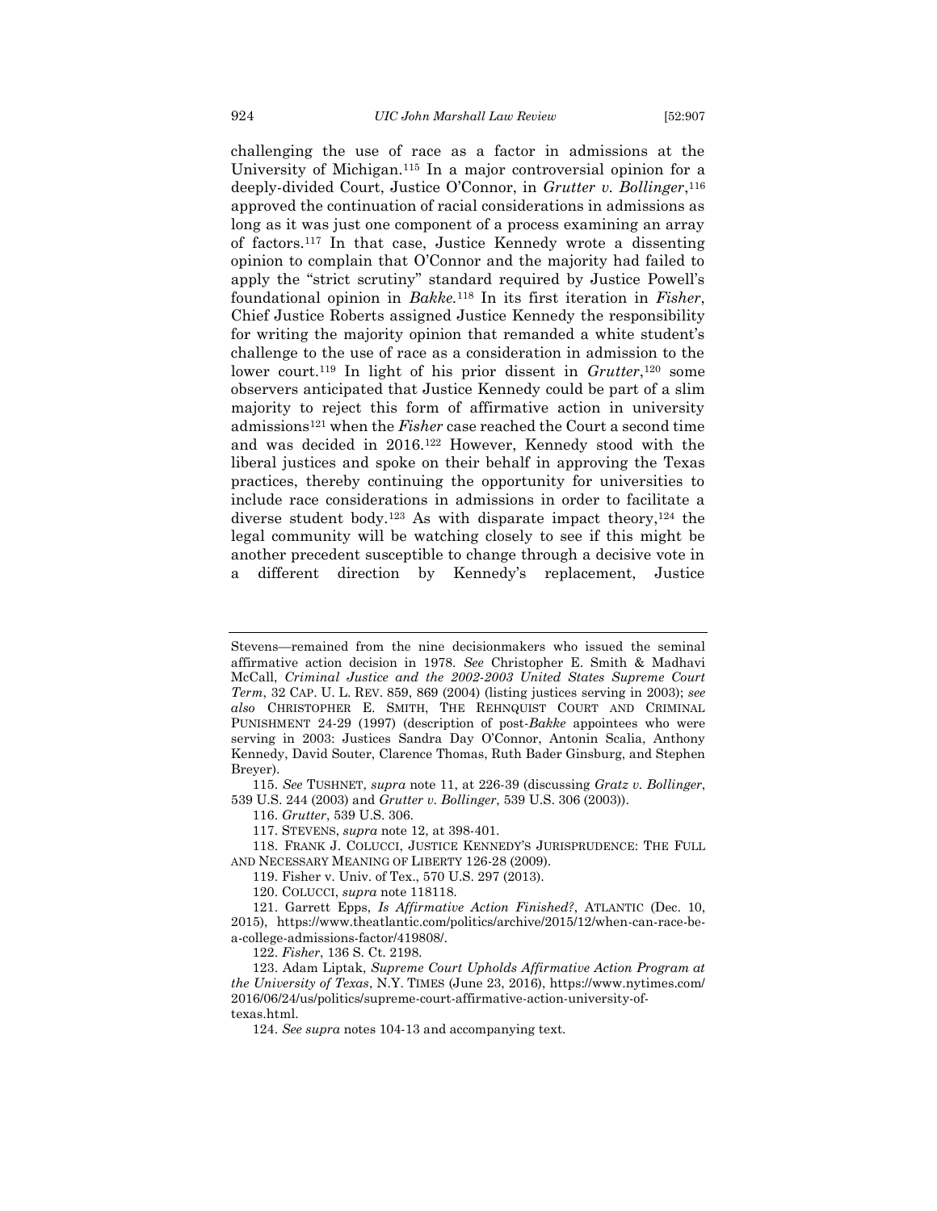challenging the use of race as a factor in admissions at the University of Michigan.[115] In a major controversial opinion for a deeply-divided Court, Justice O'Connor, in *Grutter v. Bollinger*,[116] approved the continuation of racial considerations in admissions as long as it was just one component of a process examining an array of factors.[117] In that case, Justice Kennedy wrote a dissenting opinion to complain that O'Connor and the majority had failed to apply the "strict scrutiny" standard required by Justice Powell's foundational opinion in *Bakke*.[118] In its first iteration in *Fisher*, Chief Justice Roberts assigned Justice Kennedy the responsibility for writing the majority opinion that remanded a white student's challenge to the use of race as a consideration in admission to the lower court.[119] In light of his prior dissent in *Grutter*,[120] some observers anticipated that Justice Kennedy could be part of a slim majority to reject this form of affirmative action in university admissions[121] when the *Fisher* case reached the Court a second time and was decided in 2016.[122] However, Kennedy stood with the liberal justices and spoke on their behalf in approving the Texas practices, thereby continuing the opportunity for universities to include race considerations in admissions in order to facilitate a diverse student body.[123] As with disparate impact theory,[124] the legal community will be watching closely to see if this might be another precedent susceptible to change through a decisive vote in a different direction by Kennedy's replacement, Justice

---

Stevens—remained from the nine decisionmakers who issued the seminal affirmative action decision in 1978. *See* Christopher E. Smith & Madhavi McCall, *Criminal Justice and the 2002-2003 United States Supreme Court Term*, 32 CAP. U. L. REV. 859, 869 (2004) (listing justices serving in 2003); *see also* CHRISTOPHER E. SMITH, THE REHNQUIST COURT AND CRIMINAL PUNISHMENT 24-29 (1997) (description of post-*Bakke* appointees who were serving in 2003: Justices Sandra Day O'Connor, Antonin Scalia, Anthony Kennedy, David Souter, Clarence Thomas, Ruth Bader Ginsburg, and Stephen Breyer).

115. *See* TUSHNET, *supra* note 11, at 226-39 (discussing *Gratz v. Bollinger*, 539 U.S. 244 (2003) and *Grutter v. Bollinger*, 539 U.S. 306 (2003)).

116. *Grutter*, 539 U.S. 306.

117. STEVENS, *supra* note 12, at 398-401.

118. FRANK J. COLUCCI, JUSTICE KENNEDY'S JURISPRUDENCE: THE FULL AND NECESSARY MEANING OF LIBERTY 126-28 (2009).

119. Fisher v. Univ. of Tex., 570 U.S. 297 (2013).

120. COLUCCI, *supra* note 118118.

121. Garrett Epps, *Is Affirmative Action Finished?*, ATLANTIC (Dec. 10, 2015), https://www.theatlantic.com/politics/archive/2015/12/when-can-race-be-a-college-admissions-factor/419808/.

122. *Fisher*, 136 S. Ct. 2198.

123. Adam Liptak, *Supreme Court Upholds Affirmative Action Program at the University of Texas*, N.Y. TIMES (June 23, 2016), https://www.nytimes.com/2016/06/24/us/politics/supreme-court-affirmative-action-university-of-texas.html.

124. *See supra* notes 104-13 and accompanying text.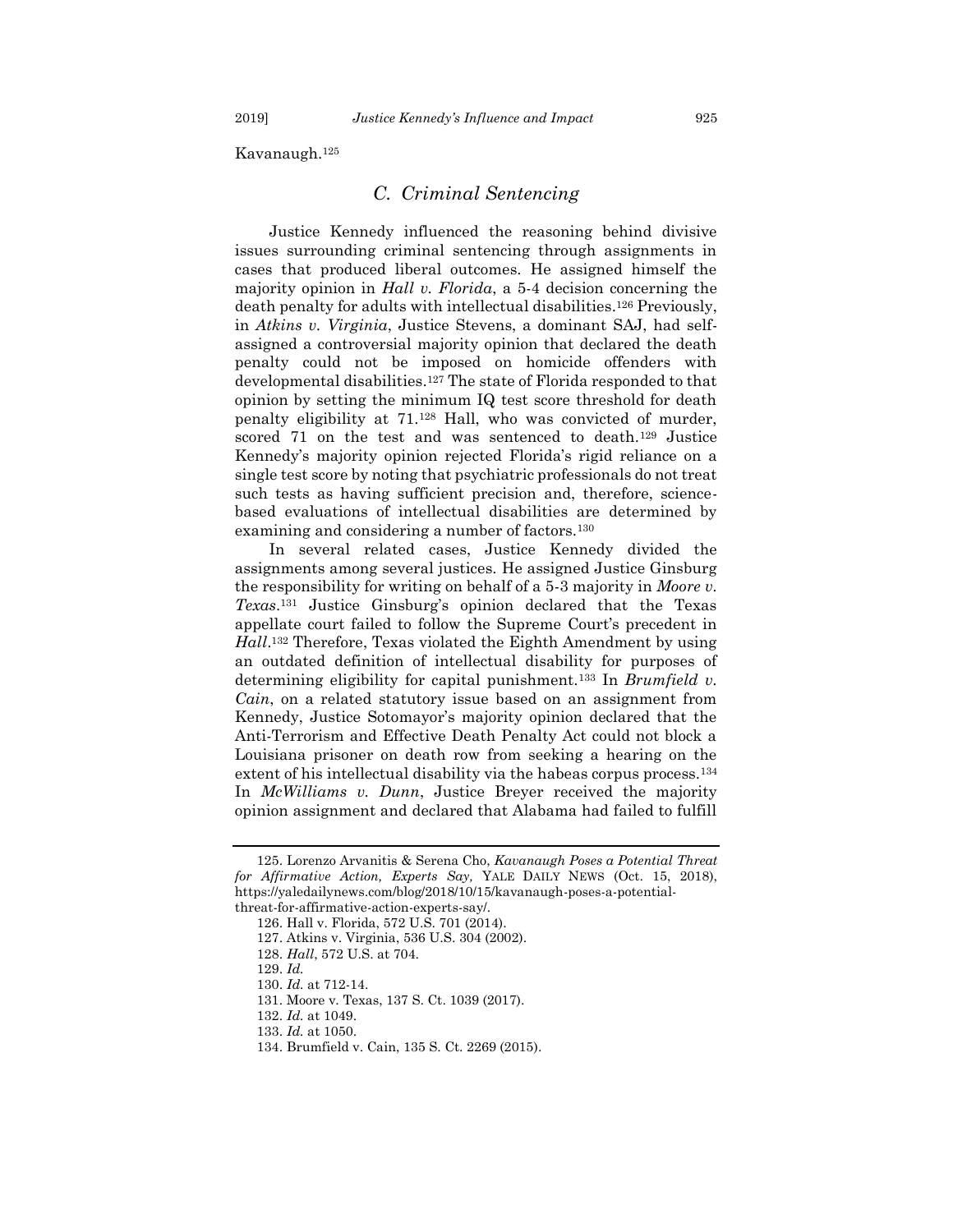Kavanaugh.[125]

### C. Criminal Sentencing

Justice Kennedy influenced the reasoning behind divisive issues surrounding criminal sentencing through assignments in cases that produced liberal outcomes. He assigned himself the majority opinion in *Hall v. Florida*, a 5-4 decision concerning the death penalty for adults with intellectual disabilities.[126] Previously, in *Atkins v. Virginia*, Justice Stevens, a dominant SAJ, had self-assigned a controversial majority opinion that declared the death penalty could not be imposed on homicide offenders with developmental disabilities.[127] The state of Florida responded to that opinion by setting the minimum IQ test score threshold for death penalty eligibility at 71.[128] Hall, who was convicted of murder, scored 71 on the test and was sentenced to death.[129] Justice Kennedy's majority opinion rejected Florida's rigid reliance on a single test score by noting that psychiatric professionals do not treat such tests as having sufficient precision and, therefore, science-based evaluations of intellectual disabilities are determined by examining and considering a number of factors.[130]

In several related cases, Justice Kennedy divided the assignments among several justices. He assigned Justice Ginsburg the responsibility for writing on behalf of a 5-3 majority in *Moore v. Texas*.[131] Justice Ginsburg's opinion declared that the Texas appellate court failed to follow the Supreme Court's precedent in *Hall*.[132] Therefore, Texas violated the Eighth Amendment by using an outdated definition of intellectual disability for purposes of determining eligibility for capital punishment.[133] In *Brumfield v. Cain*, on a related statutory issue based on an assignment from Kennedy, Justice Sotomayor's majority opinion declared that the Anti-Terrorism and Effective Death Penalty Act could not block a Louisiana prisoner on death row from seeking a hearing on the extent of his intellectual disability via the habeas corpus process.[134] In *McWilliams v. Dunn*, Justice Breyer received the majority opinion assignment and declared that Alabama had failed to fulfill

---

125. Lorenzo Arvanitis & Serena Cho, *Kavanaugh Poses a Potential Threat for Affirmative Action, Experts Say,* YALE DAILY NEWS (Oct. 15, 2018), https://yaledailynews.com/blog/2018/10/15/kavanaugh-poses-a-potential-threat-for-affirmative-action-experts-say/.

126. Hall v. Florida, 572 U.S. 701 (2014).

127. Atkins v. Virginia, 536 U.S. 304 (2002).

128. *Hall*, 572 U.S. at 704.

129. *Id.*

130. *Id.* at 712-14.

131. Moore v. Texas, 137 S. Ct. 1039 (2017).

132. *Id.* at 1049.

133. *Id.* at 1050.

134. Brumfield v. Cain, 135 S. Ct. 2269 (2015).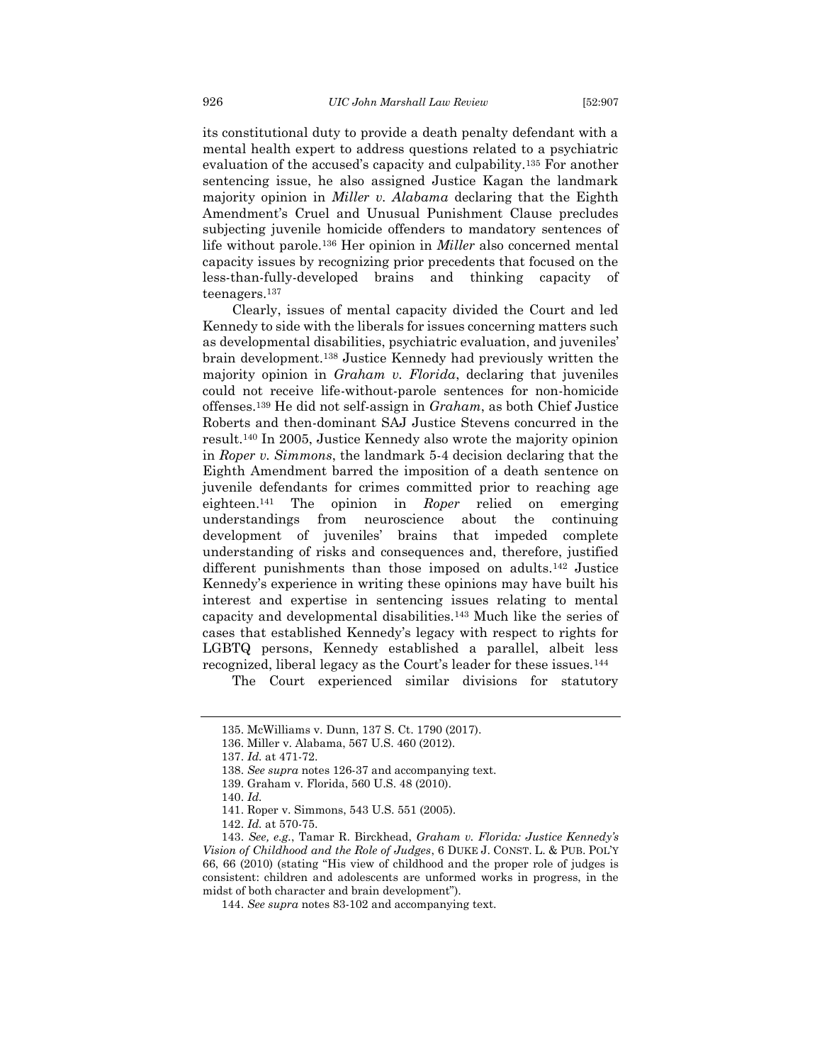its constitutional duty to provide a death penalty defendant with a mental health expert to address questions related to a psychiatric evaluation of the accused's capacity and culpability.[135] For another sentencing issue, he also assigned Justice Kagan the landmark majority opinion in *Miller v. Alabama* declaring that the Eighth Amendment's Cruel and Unusual Punishment Clause precludes subjecting juvenile homicide offenders to mandatory sentences of life without parole.[136] Her opinion in *Miller* also concerned mental capacity issues by recognizing prior precedents that focused on the less-than-fully-developed brains and thinking capacity of teenagers.[137]

Clearly, issues of mental capacity divided the Court and led Kennedy to side with the liberals for issues concerning matters such as developmental disabilities, psychiatric evaluation, and juveniles' brain development.[138] Justice Kennedy had previously written the majority opinion in *Graham v. Florida*, declaring that juveniles could not receive life-without-parole sentences for non-homicide offenses.[139] He did not self-assign in *Graham*, as both Chief Justice Roberts and then-dominant SAJ Justice Stevens concurred in the result.[140] In 2005, Justice Kennedy also wrote the majority opinion in *Roper v. Simmons*, the landmark 5-4 decision declaring that the Eighth Amendment barred the imposition of a death sentence on juvenile defendants for crimes committed prior to reaching age eighteen.[141] The opinion in *Roper* relied on emerging understandings from neuroscience about the continuing development of juveniles' brains that impeded complete understanding of risks and consequences and, therefore, justified different punishments than those imposed on adults.[142] Justice Kennedy's experience in writing these opinions may have built his interest and expertise in sentencing issues relating to mental capacity and developmental disabilities.[143] Much like the series of cases that established Kennedy's legacy with respect to rights for LGBTQ persons, Kennedy established a parallel, albeit less recognized, liberal legacy as the Court's leader for these issues.[144]

The Court experienced similar divisions for statutory

---

135. McWilliams v. Dunn, 137 S. Ct. 1790 (2017).

136. Miller v. Alabama, 567 U.S. 460 (2012).

137. *Id.* at 471-72.

138. *See supra* notes 126-37 and accompanying text.

139. Graham v. Florida, 560 U.S. 48 (2010).

140. *Id.*

141. Roper v. Simmons, 543 U.S. 551 (2005).

142. *Id.* at 570-75.

143. *See, e.g.*, Tamar R. Birckhead, *Graham v. Florida: Justice Kennedy's Vision of Childhood and the Role of Judges*, 6 DUKE J. CONST. L. & PUB. POL'Y 66, 66 (2010) (stating "His view of childhood and the proper role of judges is consistent: children and adolescents are unformed works in progress, in the midst of both character and brain development").

144. *See supra* notes 83-102 and accompanying text.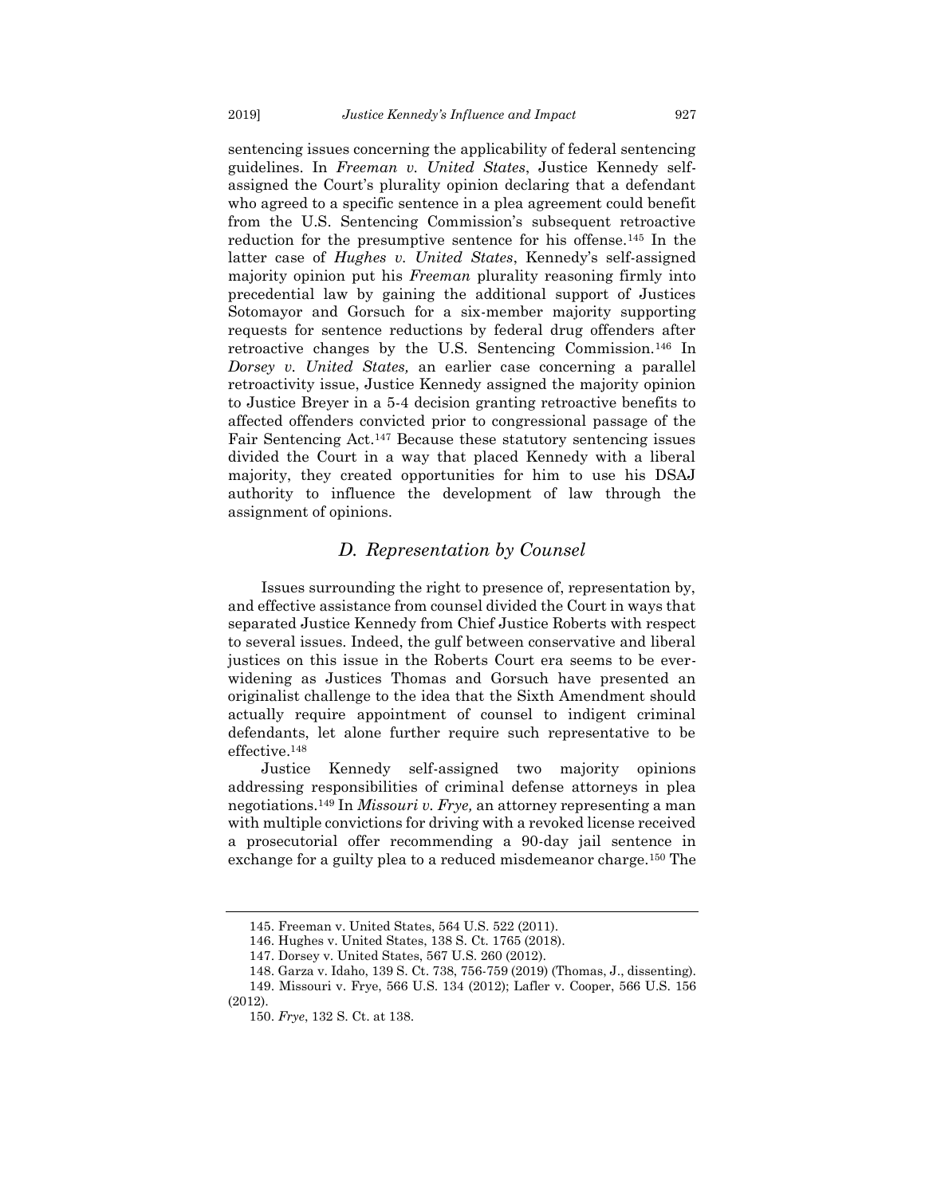sentencing issues concerning the applicability of federal sentencing guidelines. In *Freeman v. United States*, Justice Kennedy self-assigned the Court's plurality opinion declaring that a defendant who agreed to a specific sentence in a plea agreement could benefit from the U.S. Sentencing Commission's subsequent retroactive reduction for the presumptive sentence for his offense.[145] In the latter case of *Hughes v. United States*, Kennedy's self-assigned majority opinion put his *Freeman* plurality reasoning firmly into precedential law by gaining the additional support of Justices Sotomayor and Gorsuch for a six-member majority supporting requests for sentence reductions by federal drug offenders after retroactive changes by the U.S. Sentencing Commission.[146] In *Dorsey v. United States,* an earlier case concerning a parallel retroactivity issue, Justice Kennedy assigned the majority opinion to Justice Breyer in a 5-4 decision granting retroactive benefits to affected offenders convicted prior to congressional passage of the Fair Sentencing Act.[147] Because these statutory sentencing issues divided the Court in a way that placed Kennedy with a liberal majority, they created opportunities for him to use his DSAJ authority to influence the development of law through the assignment of opinions.

### *D. Representation by Counsel*

Issues surrounding the right to presence of, representation by, and effective assistance from counsel divided the Court in ways that separated Justice Kennedy from Chief Justice Roberts with respect to several issues. Indeed, the gulf between conservative and liberal justices on this issue in the Roberts Court era seems to be ever-widening as Justices Thomas and Gorsuch have presented an originalist challenge to the idea that the Sixth Amendment should actually require appointment of counsel to indigent criminal defendants, let alone further require such representative to be effective.[148]

Justice Kennedy self-assigned two majority opinions addressing responsibilities of criminal defense attorneys in plea negotiations.[149] In *Missouri v. Frye,* an attorney representing a man with multiple convictions for driving with a revoked license received a prosecutorial offer recommending a 90-day jail sentence in exchange for a guilty plea to a reduced misdemeanor charge.[150] The

---

145. Freeman v. United States, 564 U.S. 522 (2011).

146. Hughes v. United States, 138 S. Ct. 1765 (2018).

147. Dorsey v. United States, 567 U.S. 260 (2012).

148. Garza v. Idaho, 139 S. Ct. 738, 756-759 (2019) (Thomas, J., dissenting).

149. Missouri v. Frye, 566 U.S. 134 (2012); Lafler v. Cooper, 566 U.S. 156 (2012).

150. *Frye*, 132 S. Ct. at 138.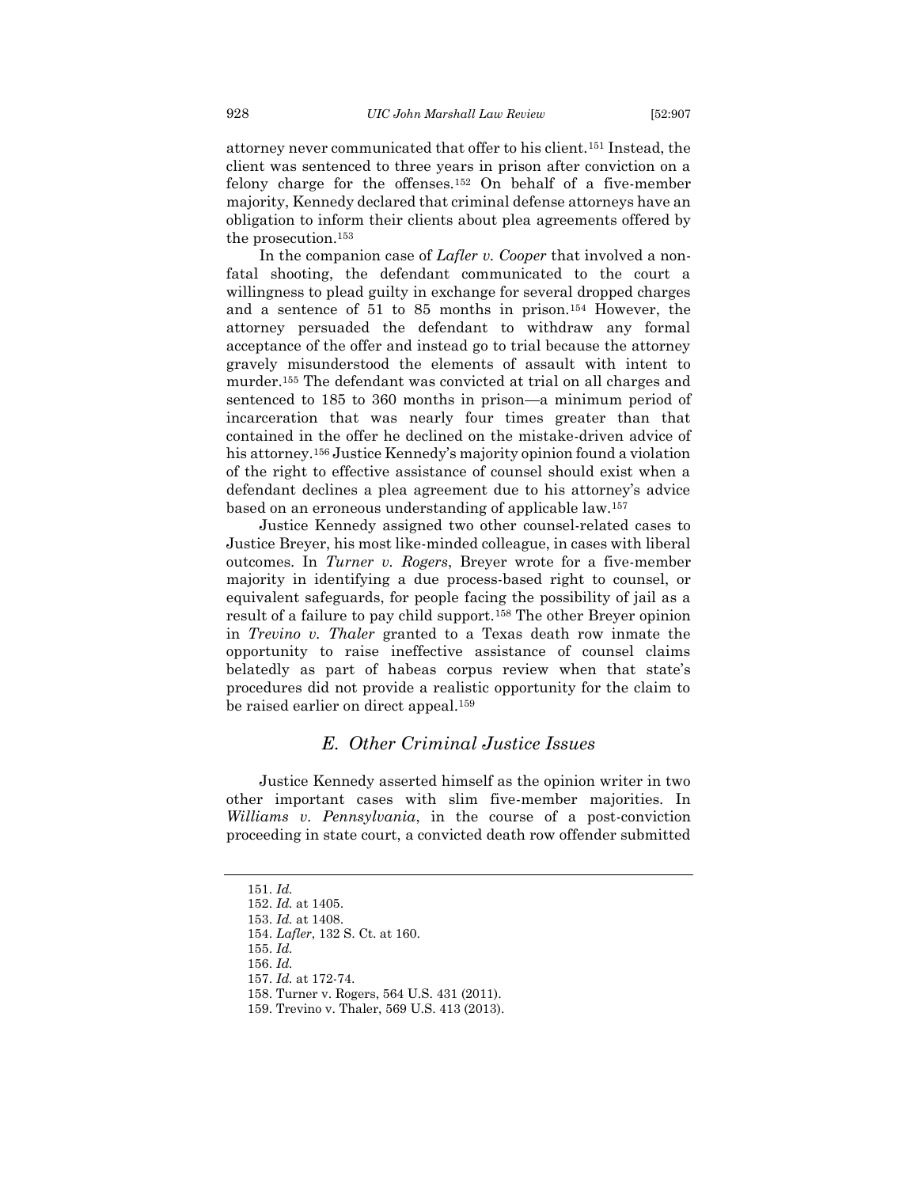attorney never communicated that offer to his client.[151] Instead, the client was sentenced to three years in prison after conviction on a felony charge for the offenses.[152] On behalf of a five-member majority, Kennedy declared that criminal defense attorneys have an obligation to inform their clients about plea agreements offered by the prosecution.[153]

In the companion case of *Lafler v. Cooper* that involved a non-fatal shooting, the defendant communicated to the court a willingness to plead guilty in exchange for several dropped charges and a sentence of 51 to 85 months in prison.[154] However, the attorney persuaded the defendant to withdraw any formal acceptance of the offer and instead go to trial because the attorney gravely misunderstood the elements of assault with intent to murder.[155] The defendant was convicted at trial on all charges and sentenced to 185 to 360 months in prison—a minimum period of incarceration that was nearly four times greater than that contained in the offer he declined on the mistake-driven advice of his attorney.[156] Justice Kennedy's majority opinion found a violation of the right to effective assistance of counsel should exist when a defendant declines a plea agreement due to his attorney's advice based on an erroneous understanding of applicable law.[157]

Justice Kennedy assigned two other counsel-related cases to Justice Breyer, his most like-minded colleague, in cases with liberal outcomes. In *Turner v. Rogers*, Breyer wrote for a five-member majority in identifying a due process-based right to counsel, or equivalent safeguards, for people facing the possibility of jail as a result of a failure to pay child support.[158] The other Breyer opinion in *Trevino v. Thaler* granted to a Texas death row inmate the opportunity to raise ineffective assistance of counsel claims belatedly as part of habeas corpus review when that state's procedures did not provide a realistic opportunity for the claim to be raised earlier on direct appeal.[159]

## *E. Other Criminal Justice Issues*

Justice Kennedy asserted himself as the opinion writer in two other important cases with slim five-member majorities. In *Williams v. Pennsylvania*, in the course of a post-conviction proceeding in state court, a convicted death row offender submitted

---

151. *Id.*
152. *Id.* at 1405.
153. *Id.* at 1408.
154. *Lafler*, 132 S. Ct. at 160.
155. *Id.*
156. *Id.*
157. *Id.* at 172-74.
158. Turner v. Rogers, 564 U.S. 431 (2011).
159. Trevino v. Thaler, 569 U.S. 413 (2013).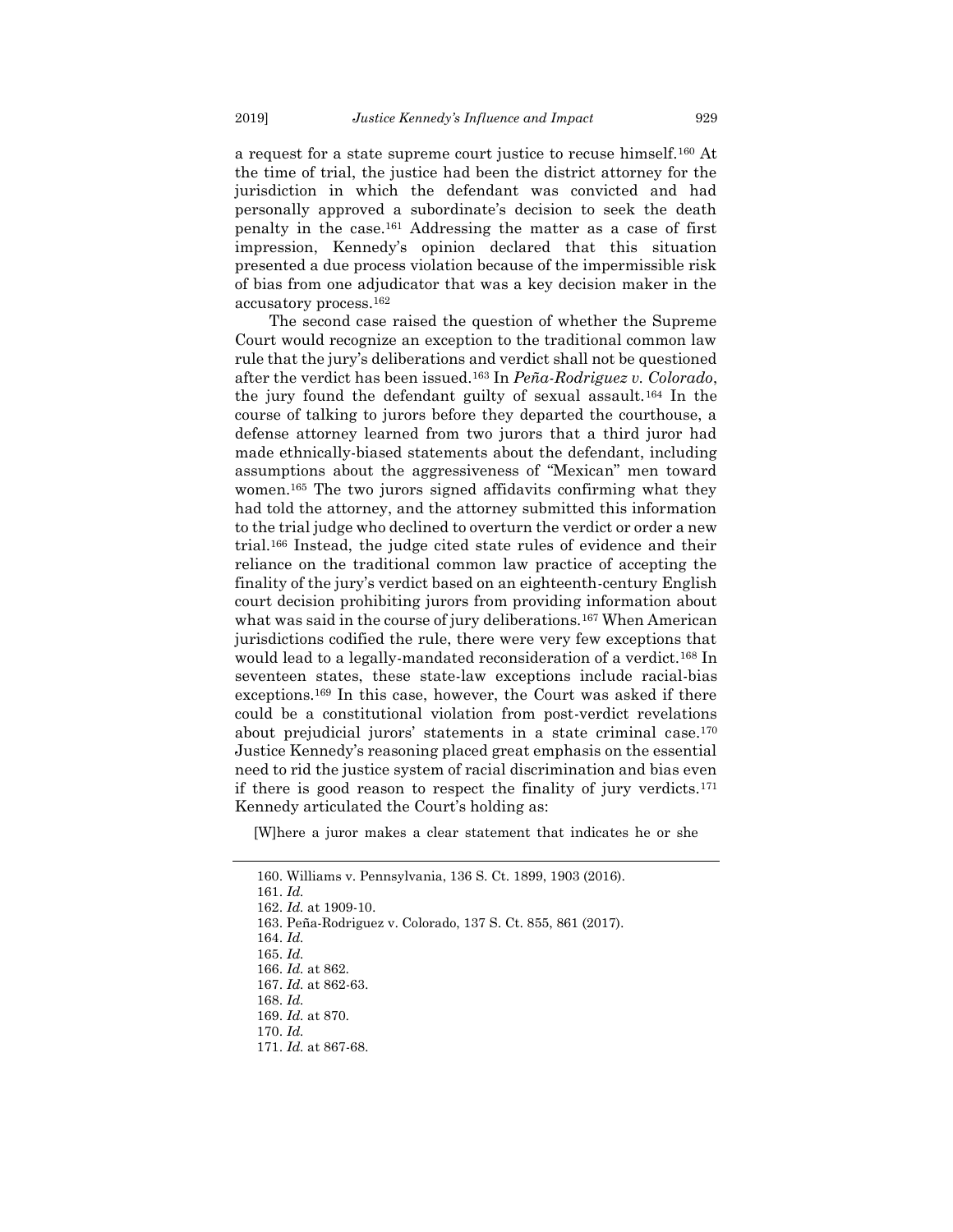a request for a state supreme court justice to recuse himself.[160] At the time of trial, the justice had been the district attorney for the jurisdiction in which the defendant was convicted and had personally approved a subordinate's decision to seek the death penalty in the case.[161] Addressing the matter as a case of first impression, Kennedy's opinion declared that this situation presented a due process violation because of the impermissible risk of bias from one adjudicator that was a key decision maker in the accusatory process.[162]

The second case raised the question of whether the Supreme Court would recognize an exception to the traditional common law rule that the jury's deliberations and verdict shall not be questioned after the verdict has been issued.[163] In *Peña-Rodriguez v. Colorado*, the jury found the defendant guilty of sexual assault.[164] In the course of talking to jurors before they departed the courthouse, a defense attorney learned from two jurors that a third juror had made ethnically-biased statements about the defendant, including assumptions about the aggressiveness of "Mexican" men toward women.[165] The two jurors signed affidavits confirming what they had told the attorney, and the attorney submitted this information to the trial judge who declined to overturn the verdict or order a new trial.[166] Instead, the judge cited state rules of evidence and their reliance on the traditional common law practice of accepting the finality of the jury's verdict based on an eighteenth-century English court decision prohibiting jurors from providing information about what was said in the course of jury deliberations.[167] When American jurisdictions codified the rule, there were very few exceptions that would lead to a legally-mandated reconsideration of a verdict.[168] In seventeen states, these state-law exceptions include racial-bias exceptions.[169] In this case, however, the Court was asked if there could be a constitutional violation from post-verdict revelations about prejudicial jurors' statements in a state criminal case.[170] Justice Kennedy's reasoning placed great emphasis on the essential need to rid the justice system of racial discrimination and bias even if there is good reason to respect the finality of jury verdicts.[171] Kennedy articulated the Court's holding as:

> [W]here a juror makes a clear statement that indicates he or she

---

160. Williams v. Pennsylvania, 136 S. Ct. 1899, 1903 (2016).
161. *Id.*
162. *Id.* at 1909-10.
163. Peña-Rodriguez v. Colorado, 137 S. Ct. 855, 861 (2017).
164. *Id.*
165. *Id.*
166. *Id.* at 862.
167. *Id.* at 862-63.
168. *Id.*
169. *Id.* at 870.
170. *Id.*
171. *Id.* at 867-68.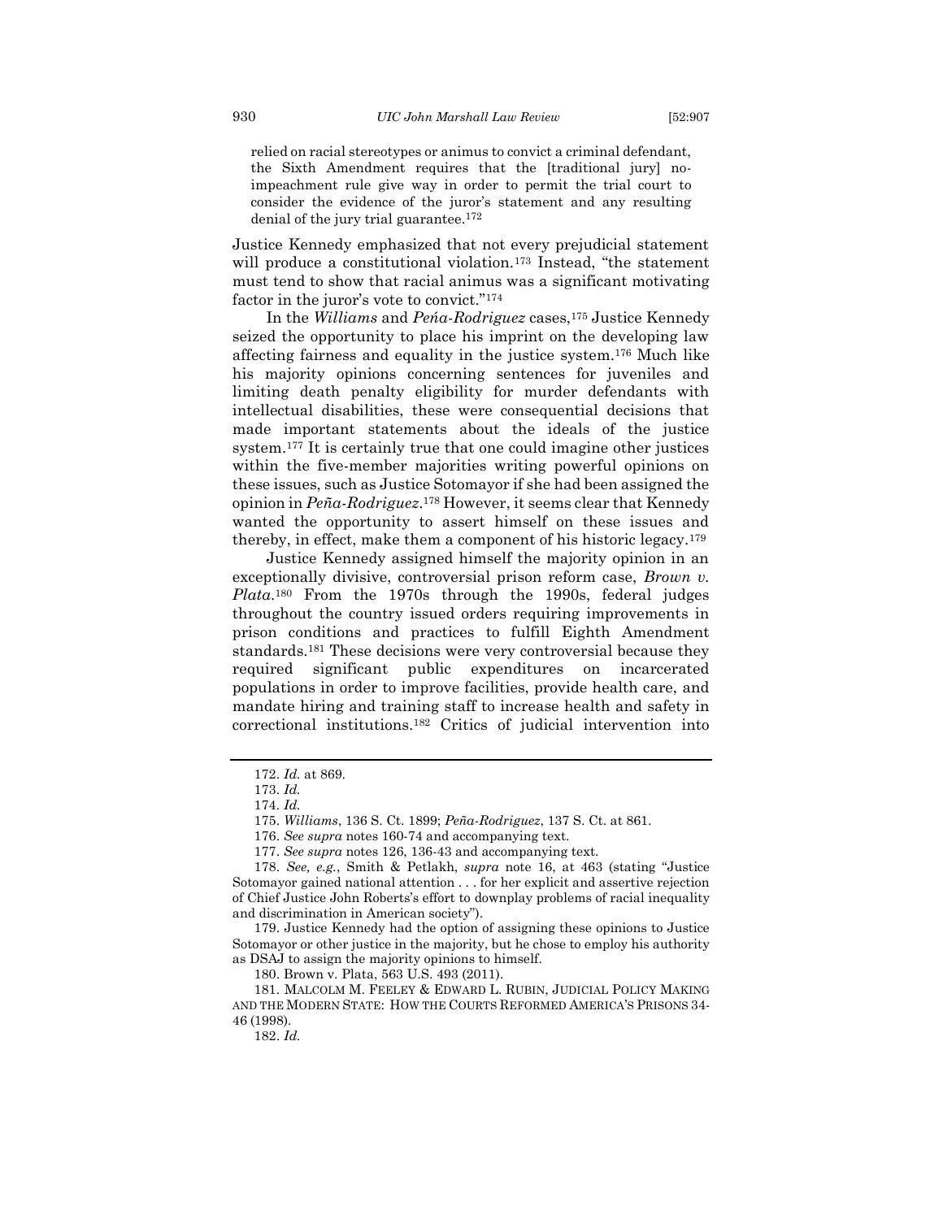> relied on racial stereotypes or animus to convict a criminal defendant, the Sixth Amendment requires that the [traditional jury] no-impeachment rule give way in order to permit the trial court to consider the evidence of the juror's statement and any resulting denial of the jury trial guarantee.[172]

Justice Kennedy emphasized that not every prejudicial statement will produce a constitutional violation.[173] Instead, "the statement must tend to show that racial animus was a significant motivating factor in the juror's vote to convict."[174]

In the *Williams* and *Peńa-Rodriguez* cases,[175] Justice Kennedy seized the opportunity to place his imprint on the developing law affecting fairness and equality in the justice system.[176] Much like his majority opinions concerning sentences for juveniles and limiting death penalty eligibility for murder defendants with intellectual disabilities, these were consequential decisions that made important statements about the ideals of the justice system.[177] It is certainly true that one could imagine other justices within the five-member majorities writing powerful opinions on these issues, such as Justice Sotomayor if she had been assigned the opinion in *Peña-Rodriguez*.[178] However, it seems clear that Kennedy wanted the opportunity to assert himself on these issues and thereby, in effect, make them a component of his historic legacy.[179]

Justice Kennedy assigned himself the majority opinion in an exceptionally divisive, controversial prison reform case, *Brown v. Plata*.[180] From the 1970s through the 1990s, federal judges throughout the country issued orders requiring improvements in prison conditions and practices to fulfill Eighth Amendment standards.[181] These decisions were very controversial because they required significant public expenditures on incarcerated populations in order to improve facilities, provide health care, and mandate hiring and training staff to increase health and safety in correctional institutions.[182] Critics of judicial intervention into

---

172. *Id.* at 869.

173. *Id.*

174. *Id.*

175. *Williams*, 136 S. Ct. 1899; *Peña-Rodriguez*, 137 S. Ct. at 861.

176. *See supra* notes 160-74 and accompanying text.

177. *See supra* notes 126, 136-43 and accompanying text.

178. *See, e.g.*, Smith & Petlakh, *supra* note 16, at 463 (stating "Justice Sotomayor gained national attention . . . for her explicit and assertive rejection of Chief Justice John Roberts's effort to downplay problems of racial inequality and discrimination in American society").

179. Justice Kennedy had the option of assigning these opinions to Justice Sotomayor or other justice in the majority, but he chose to employ his authority as DSAJ to assign the majority opinions to himself.

180. Brown v. Plata, 563 U.S. 493 (2011).

181. MALCOLM M. FEELEY & EDWARD L. RUBIN, JUDICIAL POLICY MAKING AND THE MODERN STATE: HOW THE COURTS REFORMED AMERICA'S PRISONS 34-46 (1998).

182. *Id.*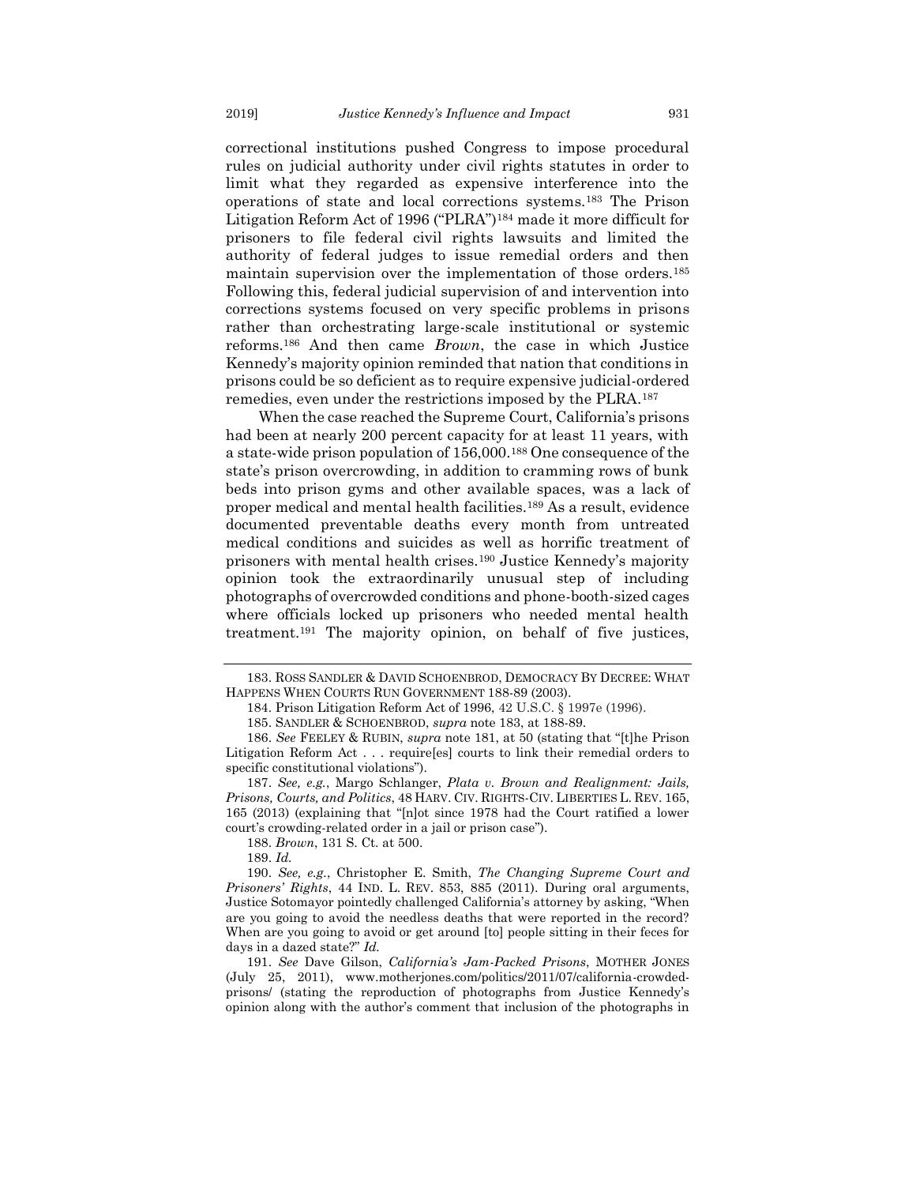correctional institutions pushed Congress to impose procedural rules on judicial authority under civil rights statutes in order to limit what they regarded as expensive interference into the operations of state and local corrections systems.[183] The Prison Litigation Reform Act of 1996 ("PLRA")[184] made it more difficult for prisoners to file federal civil rights lawsuits and limited the authority of federal judges to issue remedial orders and then maintain supervision over the implementation of those orders.[185] Following this, federal judicial supervision of and intervention into corrections systems focused on very specific problems in prisons rather than orchestrating large-scale institutional or systemic reforms.[186] And then came *Brown*, the case in which Justice Kennedy's majority opinion reminded that nation that conditions in prisons could be so deficient as to require expensive judicial-ordered remedies, even under the restrictions imposed by the PLRA.[187]

When the case reached the Supreme Court, California's prisons had been at nearly 200 percent capacity for at least 11 years, with a state-wide prison population of 156,000.[188] One consequence of the state's prison overcrowding, in addition to cramming rows of bunk beds into prison gyms and other available spaces, was a lack of proper medical and mental health facilities.[189] As a result, evidence documented preventable deaths every month from untreated medical conditions and suicides as well as horrific treatment of prisoners with mental health crises.[190] Justice Kennedy's majority opinion took the extraordinarily unusual step of including photographs of overcrowded conditions and phone-booth-sized cages where officials locked up prisoners who needed mental health treatment.[191] The majority opinion, on behalf of five justices,

---

183. ROSS SANDLER & DAVID SCHOENBROD, DEMOCRACY BY DECREE: WHAT HAPPENS WHEN COURTS RUN GOVERNMENT 188-89 (2003).

184. Prison Litigation Reform Act of 1996, 42 U.S.C. § 1997e (1996).

185. SANDLER & SCHOENBROD, *supra* note 183, at 188-89.

186. *See* FEELEY & RUBIN, *supra* note 181, at 50 (stating that "[t]he Prison Litigation Reform Act . . . require[es] courts to link their remedial orders to specific constitutional violations").

187. *See, e.g.*, Margo Schlanger, *Plata v. Brown and Realignment: Jails, Prisons, Courts, and Politics*, 48 HARV. CIV. RIGHTS-CIV. LIBERTIES L. REV. 165, 165 (2013) (explaining that "[n]ot since 1978 had the Court ratified a lower court's crowding-related order in a jail or prison case").

188. *Brown*, 131 S. Ct. at 500.

189. *Id.*

190. *See, e.g.*, Christopher E. Smith, *The Changing Supreme Court and Prisoners' Rights*, 44 IND. L. REV. 853, 885 (2011). During oral arguments, Justice Sotomayor pointedly challenged California's attorney by asking, "When are you going to avoid the needless deaths that were reported in the record? When are you going to avoid or get around [to] people sitting in their feces for days in a dazed state?" *Id.*

191. *See* Dave Gilson, *California's Jam-Packed Prisons*, MOTHER JONES (July 25, 2011), www.motherjones.com/politics/2011/07/california-crowded-prisons/ (stating the reproduction of photographs from Justice Kennedy's opinion along with the author's comment that inclusion of the photographs in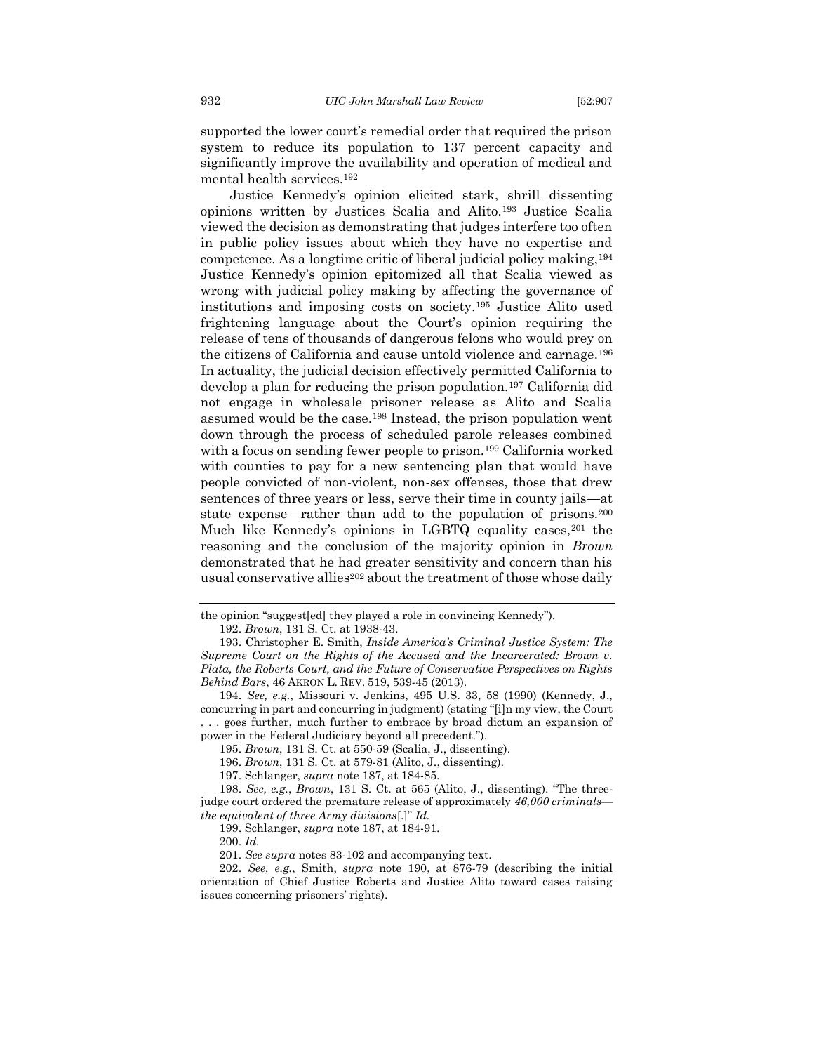supported the lower court's remedial order that required the prison system to reduce its population to 137 percent capacity and significantly improve the availability and operation of medical and mental health services.[192]

Justice Kennedy's opinion elicited stark, shrill dissenting opinions written by Justices Scalia and Alito.[193] Justice Scalia viewed the decision as demonstrating that judges interfere too often in public policy issues about which they have no expertise and competence. As a longtime critic of liberal judicial policy making,[194] Justice Kennedy's opinion epitomized all that Scalia viewed as wrong with judicial policy making by affecting the governance of institutions and imposing costs on society.[195] Justice Alito used frightening language about the Court's opinion requiring the release of tens of thousands of dangerous felons who would prey on the citizens of California and cause untold violence and carnage.[196] In actuality, the judicial decision effectively permitted California to develop a plan for reducing the prison population.[197] California did not engage in wholesale prisoner release as Alito and Scalia assumed would be the case.[198] Instead, the prison population went down through the process of scheduled parole releases combined with a focus on sending fewer people to prison.[199] California worked with counties to pay for a new sentencing plan that would have people convicted of non-violent, non-sex offenses, those that drew sentences of three years or less, serve their time in county jails—at state expense—rather than add to the population of prisons.[200] Much like Kennedy's opinions in LGBTQ equality cases,[201] the reasoning and the conclusion of the majority opinion in *Brown* demonstrated that he had greater sensitivity and concern than his usual conservative allies[202] about the treatment of those whose daily

---

the opinion "suggest[ed] they played a role in convincing Kennedy").

192. *Brown*, 131 S. Ct. at 1938-43.

193. Christopher E. Smith, *Inside America's Criminal Justice System: The Supreme Court on the Rights of the Accused and the Incarcerated: Brown v. Plata, the Roberts Court, and the Future of Conservative Perspectives on Rights Behind Bars*, 46 AKRON L. REV. 519, 539-45 (2013).

194. *See, e.g.*, Missouri v. Jenkins, 495 U.S. 33, 58 (1990) (Kennedy, J., concurring in part and concurring in judgment) (stating "[i]n my view, the Court . . . goes further, much further to embrace by broad dictum an expansion of power in the Federal Judiciary beyond all precedent.").

195. *Brown*, 131 S. Ct. at 550-59 (Scalia, J., dissenting).

196. *Brown*, 131 S. Ct. at 579-81 (Alito, J., dissenting).

197. Schlanger, *supra* note 187, at 184-85.

198. *See, e.g.*, *Brown*, 131 S. Ct. at 565 (Alito, J., dissenting). "The three-judge court ordered the premature release of approximately *46,000 criminals—the equivalent of three Army divisions*[.]" *Id.*

199. Schlanger, *supra* note 187, at 184-91.

200. *Id.*

201. *See supra* notes 83-102 and accompanying text.

202. *See, e.g.*, Smith, *supra* note 190, at 876-79 (describing the initial orientation of Chief Justice Roberts and Justice Alito toward cases raising issues concerning prisoners' rights).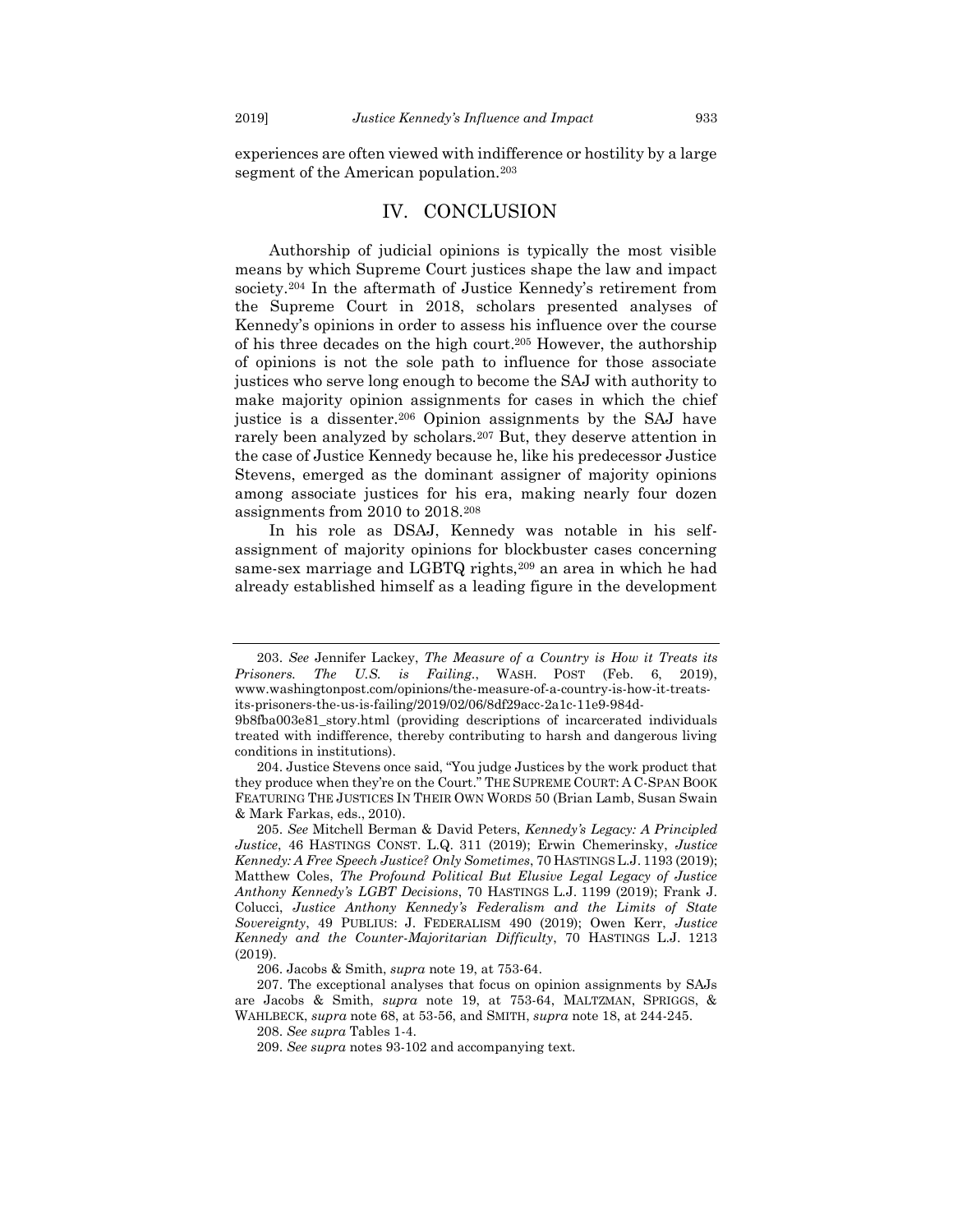experiences are often viewed with indifference or hostility by a large segment of the American population.[203]

## IV. CONCLUSION

Authorship of judicial opinions is typically the most visible means by which Supreme Court justices shape the law and impact society.[204] In the aftermath of Justice Kennedy's retirement from the Supreme Court in 2018, scholars presented analyses of Kennedy's opinions in order to assess his influence over the course of his three decades on the high court.[205] However, the authorship of opinions is not the sole path to influence for those associate justices who serve long enough to become the SAJ with authority to make majority opinion assignments for cases in which the chief justice is a dissenter.[206] Opinion assignments by the SAJ have rarely been analyzed by scholars.[207] But, they deserve attention in the case of Justice Kennedy because he, like his predecessor Justice Stevens, emerged as the dominant assigner of majority opinions among associate justices for his era, making nearly four dozen assignments from 2010 to 2018.[208]

In his role as DSAJ, Kennedy was notable in his self-assignment of majority opinions for blockbuster cases concerning same-sex marriage and LGBTQ rights,[209] an area in which he had already established himself as a leading figure in the development

---

203. *See* Jennifer Lackey, *The Measure of a Country is How it Treats its Prisoners. The U.S. is Failing.*, WASH. POST (Feb. 6, 2019), www.washingtonpost.com/opinions/the-measure-of-a-country-is-how-it-treats-its-prisoners-the-us-is-failing/2019/02/06/8df29acc-2a1c-11e9-984d-9b8fba003e81_story.html (providing descriptions of incarcerated individuals treated with indifference, thereby contributing to harsh and dangerous living conditions in institutions).

204. Justice Stevens once said, "You judge Justices by the work product that they produce when they're on the Court." THE SUPREME COURT: A C-SPAN BOOK FEATURING THE JUSTICES IN THEIR OWN WORDS 50 (Brian Lamb, Susan Swain & Mark Farkas, eds., 2010).

205. *See* Mitchell Berman & David Peters, *Kennedy's Legacy: A Principled Justice*, 46 HASTINGS CONST. L.Q. 311 (2019); Erwin Chemerinsky, *Justice Kennedy: A Free Speech Justice? Only Sometimes*, 70 HASTINGS L.J. 1193 (2019); Matthew Coles, *The Profound Political But Elusive Legal Legacy of Justice Anthony Kennedy's LGBT Decisions*, 70 HASTINGS L.J. 1199 (2019); Frank J. Colucci, *Justice Anthony Kennedy's Federalism and the Limits of State Sovereignty*, 49 PUBLIUS: J. FEDERALISM 490 (2019); Owen Kerr, *Justice Kennedy and the Counter-Majoritarian Difficulty*, 70 HASTINGS L.J. 1213 (2019).

206. Jacobs & Smith, *supra* note 19, at 753-64.

207. The exceptional analyses that focus on opinion assignments by SAJs are Jacobs & Smith, *supra* note 19, at 753-64, MALTZMAN, SPRIGGS, & WAHLBECK, *supra* note 68, at 53-56, and SMITH, *supra* note 18, at 244-245.

208. *See supra* Tables 1-4.

209. *See supra* notes 93-102 and accompanying text.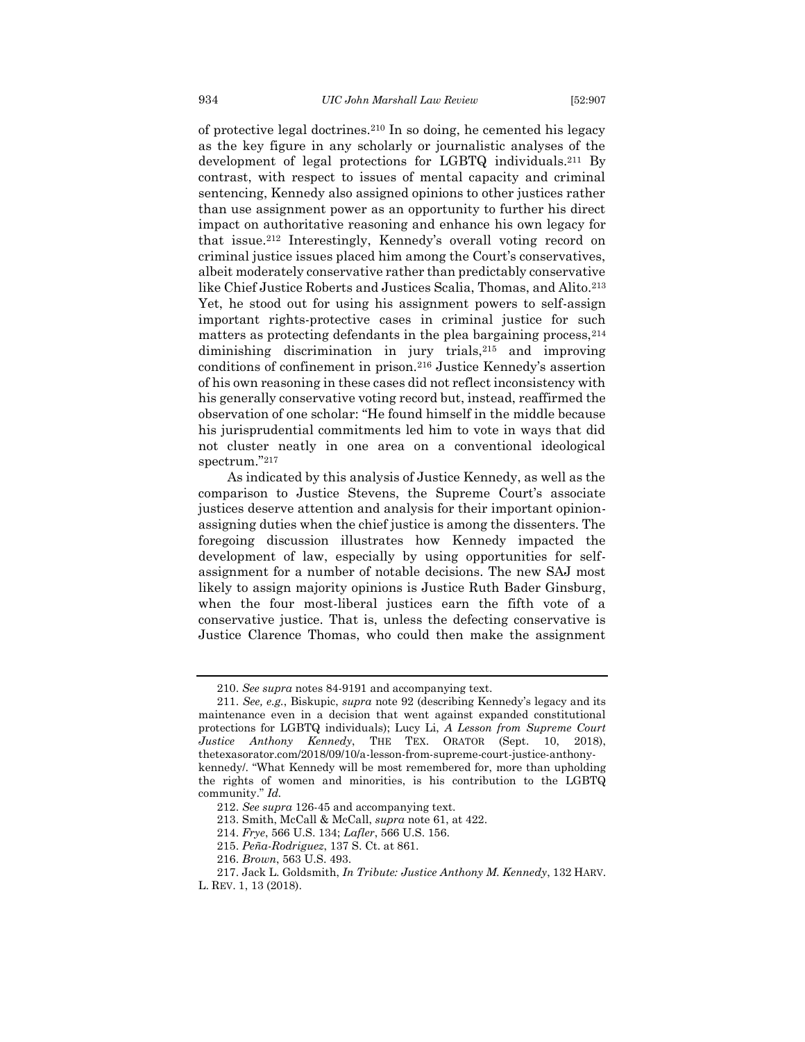of protective legal doctrines.[210] In so doing, he cemented his legacy as the key figure in any scholarly or journalistic analyses of the development of legal protections for LGBTQ individuals.[211] By contrast, with respect to issues of mental capacity and criminal sentencing, Kennedy also assigned opinions to other justices rather than use assignment power as an opportunity to further his direct impact on authoritative reasoning and enhance his own legacy for that issue.[212] Interestingly, Kennedy's overall voting record on criminal justice issues placed him among the Court's conservatives, albeit moderately conservative rather than predictably conservative like Chief Justice Roberts and Justices Scalia, Thomas, and Alito.[213] Yet, he stood out for using his assignment powers to self-assign important rights-protective cases in criminal justice for such matters as protecting defendants in the plea bargaining process,[214] diminishing discrimination in jury trials,[215] and improving conditions of confinement in prison.[216] Justice Kennedy's assertion of his own reasoning in these cases did not reflect inconsistency with his generally conservative voting record but, instead, reaffirmed the observation of one scholar: "He found himself in the middle because his jurisprudential commitments led him to vote in ways that did not cluster neatly in one area on a conventional ideological spectrum."[217]

As indicated by this analysis of Justice Kennedy, as well as the comparison to Justice Stevens, the Supreme Court's associate justices deserve attention and analysis for their important opinion-assigning duties when the chief justice is among the dissenters. The foregoing discussion illustrates how Kennedy impacted the development of law, especially by using opportunities for self-assignment for a number of notable decisions. The new SAJ most likely to assign majority opinions is Justice Ruth Bader Ginsburg, when the four most-liberal justices earn the fifth vote of a conservative justice. That is, unless the defecting conservative is Justice Clarence Thomas, who could then make the assignment

---

210. *See supra* notes 84-9191 and accompanying text.

211. *See, e.g.*, Biskupic, *supra* note 92 (describing Kennedy's legacy and its maintenance even in a decision that went against expanded constitutional protections for LGBTQ individuals); Lucy Li, *A Lesson from Supreme Court Justice Anthony Kennedy*, THE TEX. ORATOR (Sept. 10, 2018), thetexasorator.com/2018/09/10/a-lesson-from-supreme-court-justice-anthony-kennedy/. "What Kennedy will be most remembered for, more than upholding the rights of women and minorities, is his contribution to the LGBTQ community." *Id.*

212. *See supra* 126-45 and accompanying text.

213. Smith, McCall & McCall, *supra* note 61, at 422.

214. *Frye*, 566 U.S. 134; *Lafler*, 566 U.S. 156.

215. *Peña-Rodriguez*, 137 S. Ct. at 861.

216. *Brown*, 563 U.S. 493.

217. Jack L. Goldsmith, *In Tribute: Justice Anthony M. Kennedy*, 132 HARV. L. REV. 1, 13 (2018).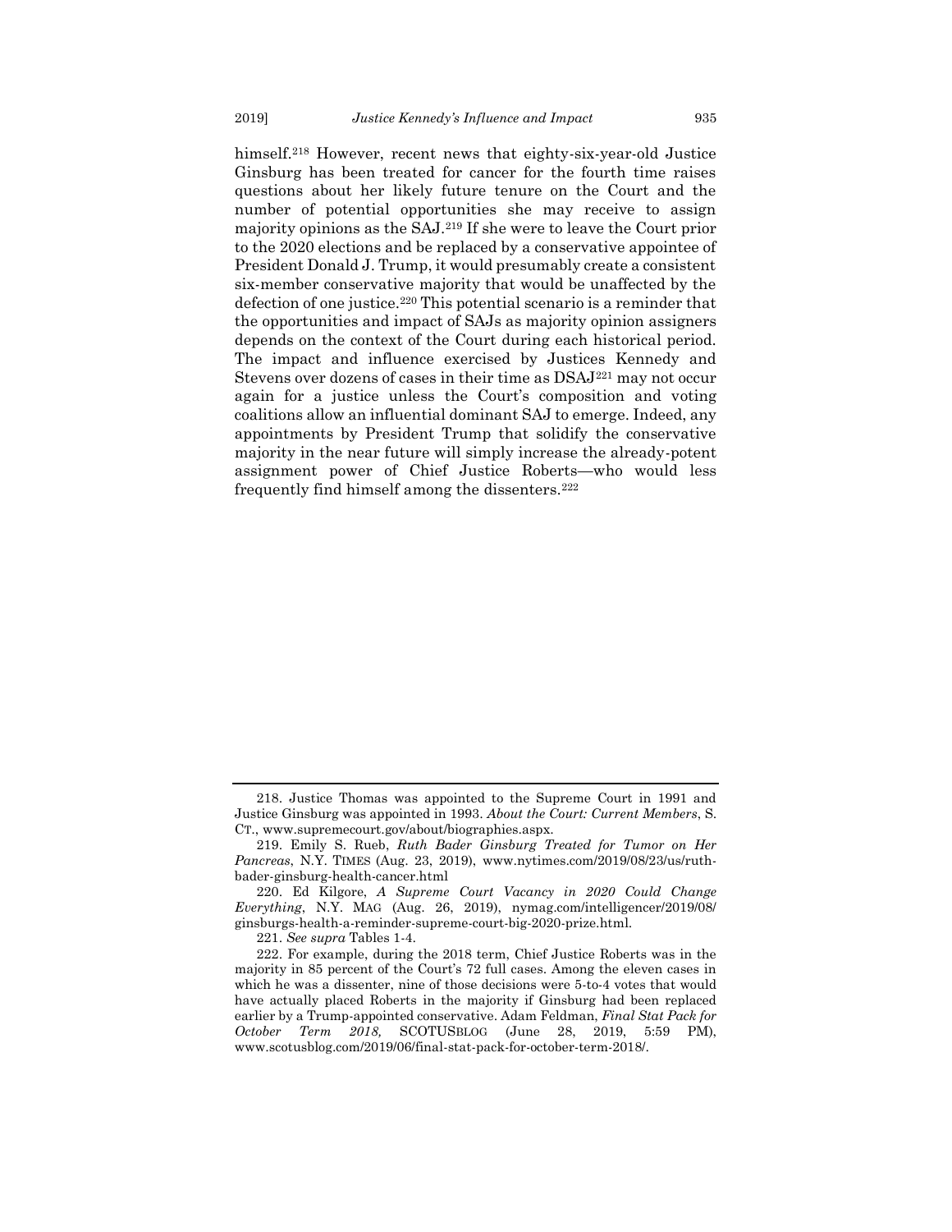himself.[218] However, recent news that eighty-six-year-old Justice Ginsburg has been treated for cancer for the fourth time raises questions about her likely future tenure on the Court and the number of potential opportunities she may receive to assign majority opinions as the SAJ.[219] If she were to leave the Court prior to the 2020 elections and be replaced by a conservative appointee of President Donald J. Trump, it would presumably create a consistent six-member conservative majority that would be unaffected by the defection of one justice.[220] This potential scenario is a reminder that the opportunities and impact of SAJs as majority opinion assigners depends on the context of the Court during each historical period. The impact and influence exercised by Justices Kennedy and Stevens over dozens of cases in their time as DSAJ[221] may not occur again for a justice unless the Court's composition and voting coalitions allow an influential dominant SAJ to emerge. Indeed, any appointments by President Trump that solidify the conservative majority in the near future will simply increase the already-potent assignment power of Chief Justice Roberts—who would less frequently find himself among the dissenters.[222]

---

218. Justice Thomas was appointed to the Supreme Court in 1991 and Justice Ginsburg was appointed in 1993. *About the Court: Current Members*, S. CT., www.supremecourt.gov/about/biographies.aspx.

219. Emily S. Rueb, *Ruth Bader Ginsburg Treated for Tumor on Her Pancreas*, N.Y. TIMES (Aug. 23, 2019), www.nytimes.com/2019/08/23/us/ruth-bader-ginsburg-health-cancer.html

220. Ed Kilgore, *A Supreme Court Vacancy in 2020 Could Change Everything*, N.Y. MAG (Aug. 26, 2019), nymag.com/intelligencer/2019/08/ginsburgs-health-a-reminder-supreme-court-big-2020-prize.html.

221. *See supra* Tables 1-4.

222. For example, during the 2018 term, Chief Justice Roberts was in the majority in 85 percent of the Court's 72 full cases. Among the eleven cases in which he was a dissenter, nine of those decisions were 5-to-4 votes that would have actually placed Roberts in the majority if Ginsburg had been replaced earlier by a Trump-appointed conservative. Adam Feldman, *Final Stat Pack for October Term 2018,* SCOTUSBLOG (June 28, 2019, 5:59 PM), www.scotusblog.com/2019/06/final-stat-pack-for-october-term-2018/.